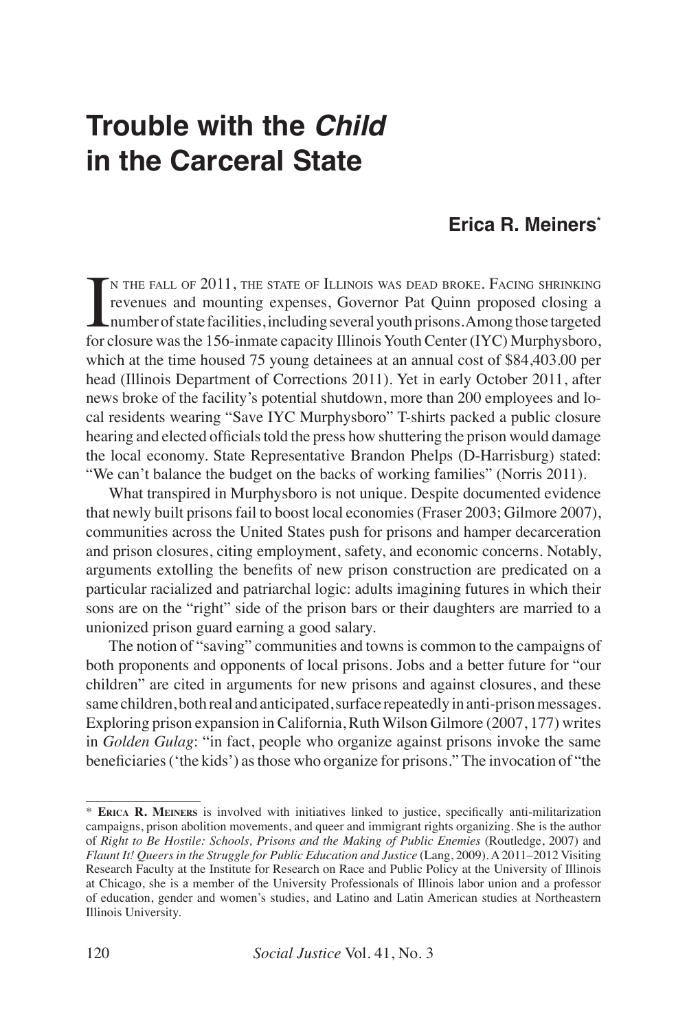# Trouble with the *Child* in the Carceral State

## Erica R. Meiners*

In the fall of 2011, the state of Illinois was dead broke. Facing shrinking revenues and mounting expenses, Governor Pat Quinn proposed closing a number of state facilities, including several youth prisons. Among those targeted for closure was the 156-inmate capacity Illinois Youth Center (IYC) Murphysboro, which at the time housed 75 young detainees at an annual cost of $84,403.00 per head (Illinois Department of Corrections 2011). Yet in early October 2011, after news broke of the facility's potential shutdown, more than 200 employees and local residents wearing "Save IYC Murphysboro" T-shirts packed a public closure hearing and elected officials told the press how shuttering the prison would damage the local economy. State Representative Brandon Phelps (D-Harrisburg) stated: "We can't balance the budget on the backs of working families" (Norris 2011).

What transpired in Murphysboro is not unique. Despite documented evidence that newly built prisons fail to boost local economies (Fraser 2003; Gilmore 2007), communities across the United States push for prisons and hamper decarceration and prison closures, citing employment, safety, and economic concerns. Notably, arguments extolling the benefits of new prison construction are predicated on a particular racialized and patriarchal logic: adults imagining futures in which their sons are on the "right" side of the prison bars or their daughters are married to a unionized prison guard earning a good salary.

The notion of "saving" communities and towns is common to the campaigns of both proponents and opponents of local prisons. Jobs and a better future for "our children" are cited in arguments for new prisons and against closures, and these same children, both real and anticipated, surface repeatedly in anti-prison messages. Exploring prison expansion in California, Ruth Wilson Gilmore (2007, 177) writes in *Golden Gulag*: "in fact, people who organize against prisons invoke the same beneficiaries ('the kids') as those who organize for prisons." The invocation of "the

---

* **Erica R. Meiners** is involved with initiatives linked to justice, specifically anti-militarization campaigns, prison abolition movements, and queer and immigrant rights organizing. She is the author of *Right to Be Hostile: Schools, Prisons and the Making of Public Enemies* (Routledge, 2007) and *Flaunt It! Queers in the Struggle for Public Education and Justice* (Lang, 2009). A 2011–2012 Visiting Research Faculty at the Institute for Research on Race and Public Policy at the University of Illinois at Chicago, she is a member of the University Professionals of Illinois labor union and a professor of education, gender and women's studies, and Latino and Latin American studies at Northeastern Illinois University.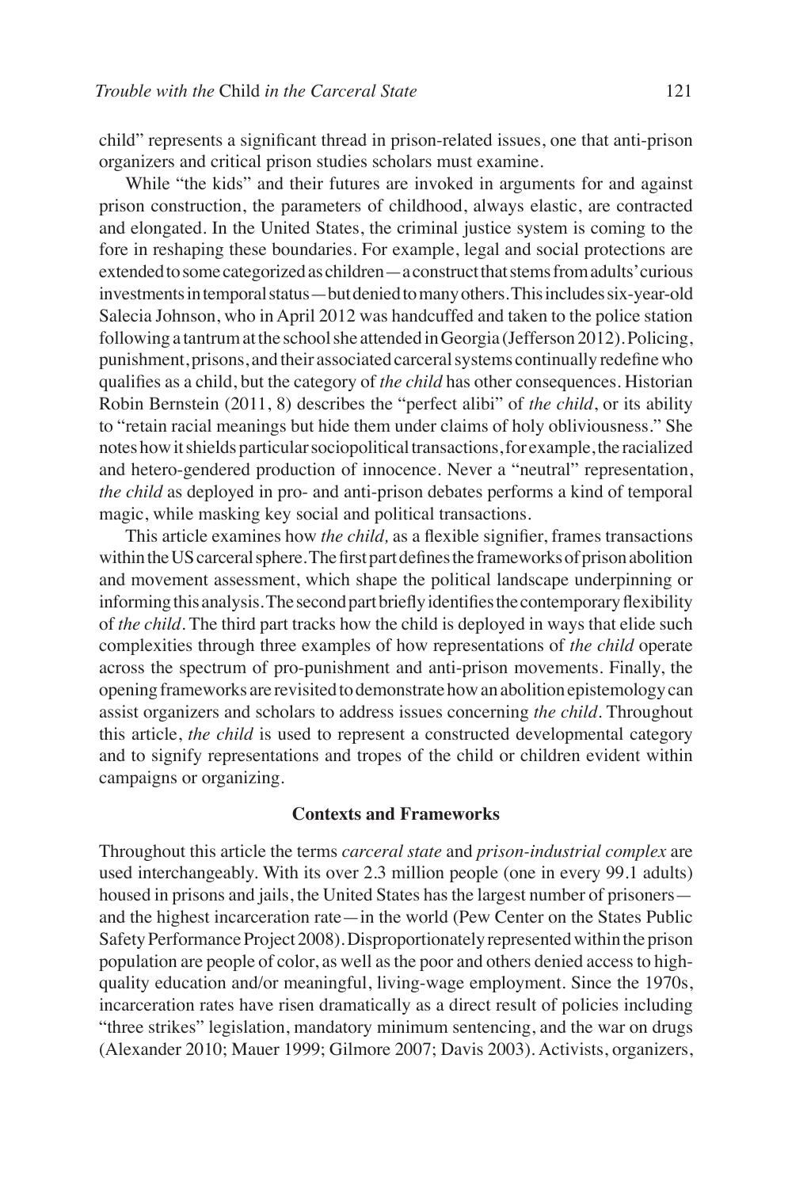child" represents a significant thread in prison-related issues, one that anti-prison organizers and critical prison studies scholars must examine.

While "the kids" and their futures are invoked in arguments for and against prison construction, the parameters of childhood, always elastic, are contracted and elongated. In the United States, the criminal justice system is coming to the fore in reshaping these boundaries. For example, legal and social protections are extended to some categorized as children—a construct that stems from adults' curious investments in temporal status—but denied to many others. This includes six-year-old Salecia Johnson, who in April 2012 was handcuffed and taken to the police station following a tantrum at the school she attended in Georgia (Jefferson 2012). Policing, punishment, prisons, and their associated carceral systems continually redefine who qualifies as a child, but the category of *the child* has other consequences. Historian Robin Bernstein (2011, 8) describes the "perfect alibi" of *the child*, or its ability to "retain racial meanings but hide them under claims of holy obliviousness." She notes how it shields particular sociopolitical transactions, for example, the racialized and hetero-gendered production of innocence. Never a "neutral" representation, *the child* as deployed in pro- and anti-prison debates performs a kind of temporal magic, while masking key social and political transactions.

This article examines how *the child,* as a flexible signifier, frames transactions within the US carceral sphere. The first part defines the frameworks of prison abolition and movement assessment, which shape the political landscape underpinning or informing this analysis. The second part briefly identifies the contemporary flexibility of *the child*. The third part tracks how the child is deployed in ways that elide such complexities through three examples of how representations of *the child* operate across the spectrum of pro-punishment and anti-prison movements. Finally, the opening frameworks are revisited to demonstrate how an abolition epistemology can assist organizers and scholars to address issues concerning *the child*. Throughout this article, *the child* is used to represent a constructed developmental category and to signify representations and tropes of the child or children evident within campaigns or organizing.

## Contexts and Frameworks

Throughout this article the terms *carceral state* and *prison-industrial complex* are used interchangeably. With its over 2.3 million people (one in every 99.1 adults) housed in prisons and jails, the United States has the largest number of prisoners—and the highest incarceration rate—in the world (Pew Center on the States Public Safety Performance Project 2008). Disproportionately represented within the prison population are people of color, as well as the poor and others denied access to high-quality education and/or meaningful, living-wage employment. Since the 1970s, incarceration rates have risen dramatically as a direct result of policies including "three strikes" legislation, mandatory minimum sentencing, and the war on drugs (Alexander 2010; Mauer 1999; Gilmore 2007; Davis 2003). Activists, organizers,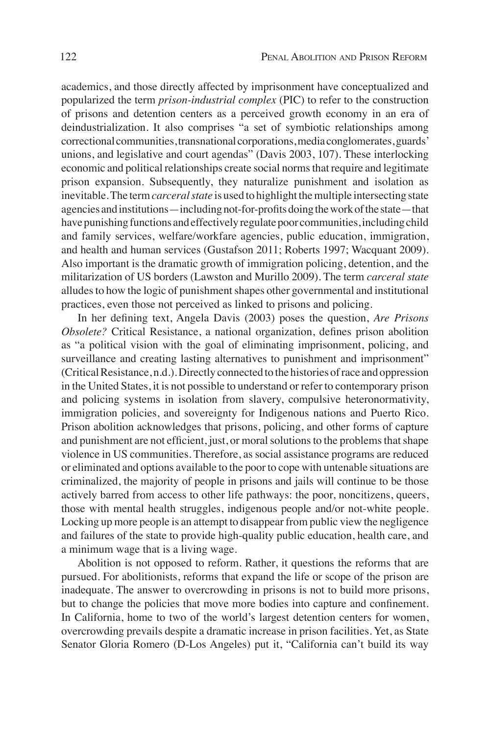academics, and those directly affected by imprisonment have conceptualized and popularized the term *prison-industrial complex* (PIC) to refer to the construction of prisons and detention centers as a perceived growth economy in an era of deindustrialization. It also comprises "a set of symbiotic relationships among correctional communities, transnational corporations, media conglomerates, guards' unions, and legislative and court agendas" (Davis 2003, 107). These interlocking economic and political relationships create social norms that require and legitimate prison expansion. Subsequently, they naturalize punishment and isolation as inevitable. The term *carceral state* is used to highlight the multiple intersecting state agencies and institutions—including not-for-profits doing the work of the state—that have punishing functions and effectively regulate poor communities, including child and family services, welfare/workfare agencies, public education, immigration, and health and human services (Gustafson 2011; Roberts 1997; Wacquant 2009). Also important is the dramatic growth of immigration policing, detention, and the militarization of US borders (Lawston and Murillo 2009). The term *carceral state* alludes to how the logic of punishment shapes other governmental and institutional practices, even those not perceived as linked to prisons and policing.

In her defining text, Angela Davis (2003) poses the question, *Are Prisons Obsolete?* Critical Resistance, a national organization, defines prison abolition as "a political vision with the goal of eliminating imprisonment, policing, and surveillance and creating lasting alternatives to punishment and imprisonment" (Critical Resistance, n.d.). Directly connected to the histories of race and oppression in the United States, it is not possible to understand or refer to contemporary prison and policing systems in isolation from slavery, compulsive heteronormativity, immigration policies, and sovereignty for Indigenous nations and Puerto Rico. Prison abolition acknowledges that prisons, policing, and other forms of capture and punishment are not efficient, just, or moral solutions to the problems that shape violence in US communities. Therefore, as social assistance programs are reduced or eliminated and options available to the poor to cope with untenable situations are criminalized, the majority of people in prisons and jails will continue to be those actively barred from access to other life pathways: the poor, noncitizens, queers, those with mental health struggles, indigenous people and/or not-white people. Locking up more people is an attempt to disappear from public view the negligence and failures of the state to provide high-quality public education, health care, and a minimum wage that is a living wage.

Abolition is not opposed to reform. Rather, it questions the reforms that are pursued. For abolitionists, reforms that expand the life or scope of the prison are inadequate. The answer to overcrowding in prisons is not to build more prisons, but to change the policies that move more bodies into capture and confinement. In California, home to two of the world's largest detention centers for women, overcrowding prevails despite a dramatic increase in prison facilities. Yet, as State Senator Gloria Romero (D-Los Angeles) put it, "California can't build its way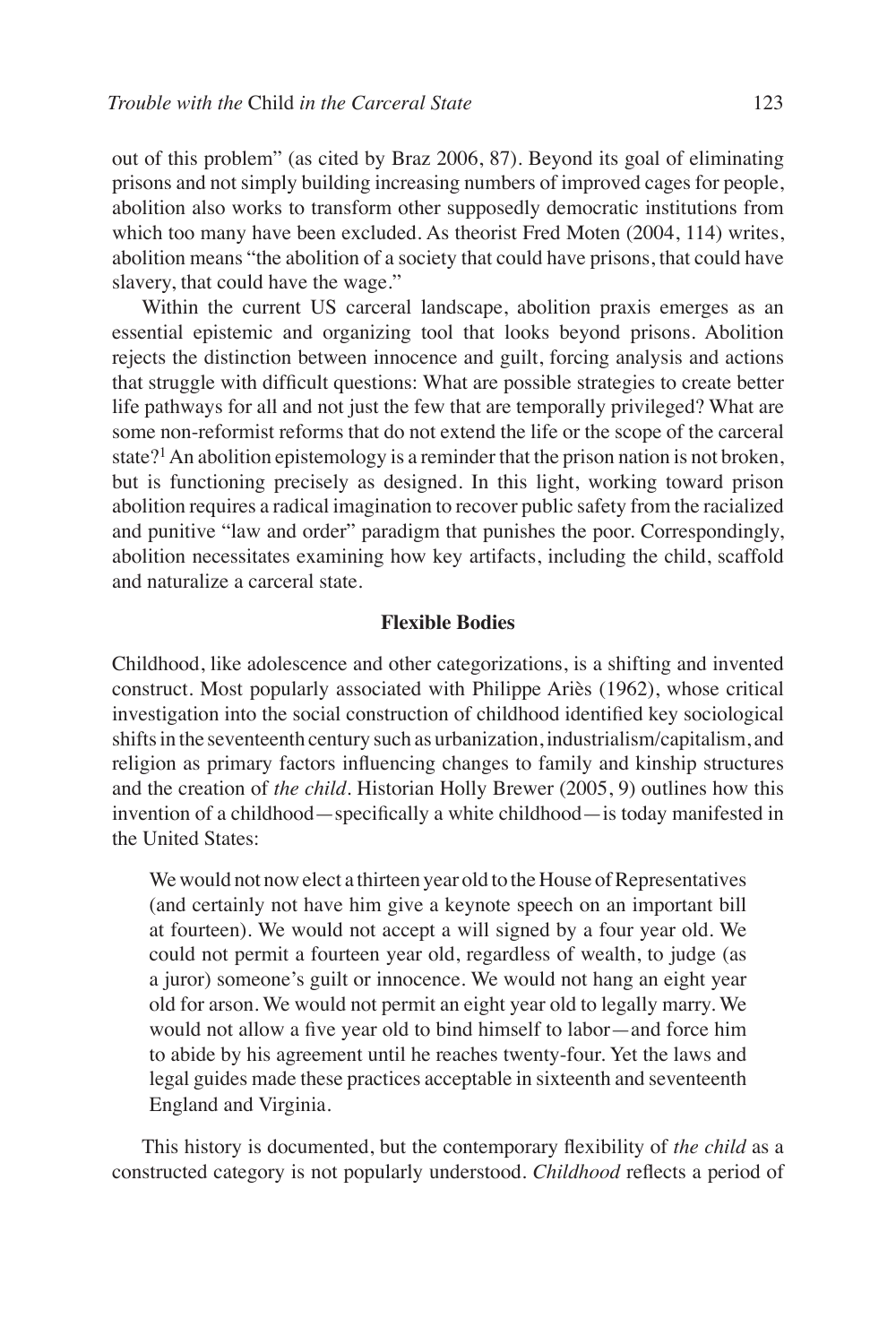out of this problem" (as cited by Braz 2006, 87). Beyond its goal of eliminating prisons and not simply building increasing numbers of improved cages for people, abolition also works to transform other supposedly democratic institutions from which too many have been excluded. As theorist Fred Moten (2004, 114) writes, abolition means "the abolition of a society that could have prisons, that could have slavery, that could have the wage."

Within the current US carceral landscape, abolition praxis emerges as an essential epistemic and organizing tool that looks beyond prisons. Abolition rejects the distinction between innocence and guilt, forcing analysis and actions that struggle with difficult questions: What are possible strategies to create better life pathways for all and not just the few that are temporally privileged? What are some non-reformist reforms that do not extend the life or the scope of the carceral state?[1] An abolition epistemology is a reminder that the prison nation is not broken, but is functioning precisely as designed. In this light, working toward prison abolition requires a radical imagination to recover public safety from the racialized and punitive "law and order" paradigm that punishes the poor. Correspondingly, abolition necessitates examining how key artifacts, including the child, scaffold and naturalize a carceral state.

### Flexible Bodies

Childhood, like adolescence and other categorizations, is a shifting and invented construct. Most popularly associated with Philippe Ariès (1962), whose critical investigation into the social construction of childhood identified key sociological shifts in the seventeenth century such as urbanization, industrialism/capitalism, and religion as primary factors influencing changes to family and kinship structures and the creation of *the child*. Historian Holly Brewer (2005, 9) outlines how this invention of a childhood—specifically a white childhood—is today manifested in the United States:

> We would not now elect a thirteen year old to the House of Representatives (and certainly not have him give a keynote speech on an important bill at fourteen). We would not accept a will signed by a four year old. We could not permit a fourteen year old, regardless of wealth, to judge (as a juror) someone's guilt or innocence. We would not hang an eight year old for arson. We would not permit an eight year old to legally marry. We would not allow a five year old to bind himself to labor—and force him to abide by his agreement until he reaches twenty-four. Yet the laws and legal guides made these practices acceptable in sixteenth and seventeenth England and Virginia.

This history is documented, but the contemporary flexibility of *the child* as a constructed category is not popularly understood. *Childhood* reflects a period of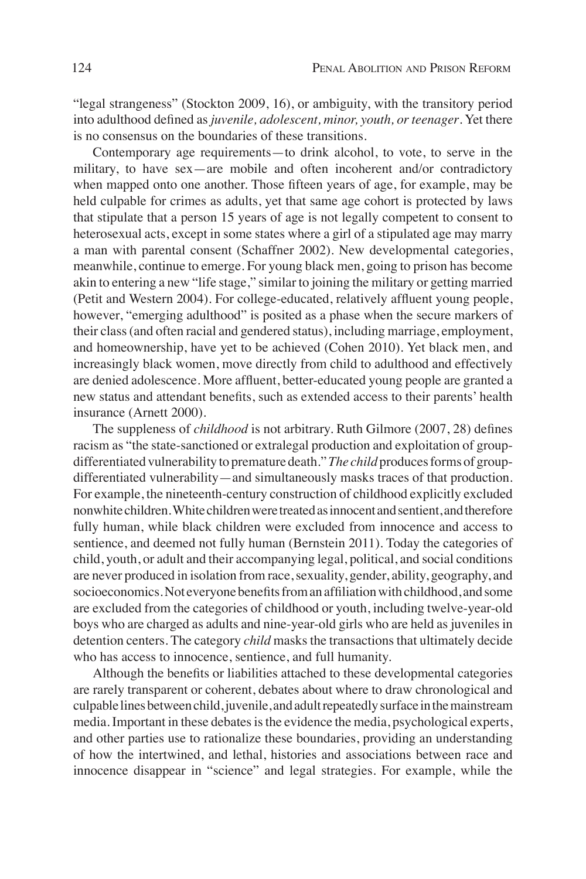"legal strangeness" (Stockton 2009, 16), or ambiguity, with the transitory period into adulthood defined as *juvenile, adolescent, minor, youth, or teenager*. Yet there is no consensus on the boundaries of these transitions.

Contemporary age requirements—to drink alcohol, to vote, to serve in the military, to have sex—are mobile and often incoherent and/or contradictory when mapped onto one another. Those fifteen years of age, for example, may be held culpable for crimes as adults, yet that same age cohort is protected by laws that stipulate that a person 15 years of age is not legally competent to consent to heterosexual acts, except in some states where a girl of a stipulated age may marry a man with parental consent (Schaffner 2002). New developmental categories, meanwhile, continue to emerge. For young black men, going to prison has become akin to entering a new "life stage," similar to joining the military or getting married (Petit and Western 2004). For college-educated, relatively affluent young people, however, "emerging adulthood" is posited as a phase when the secure markers of their class (and often racial and gendered status), including marriage, employment, and homeownership, have yet to be achieved (Cohen 2010). Yet black men, and increasingly black women, move directly from child to adulthood and effectively are denied adolescence. More affluent, better-educated young people are granted a new status and attendant benefits, such as extended access to their parents' health insurance (Arnett 2000).

The suppleness of *childhood* is not arbitrary. Ruth Gilmore (2007, 28) defines racism as "the state-sanctioned or extralegal production and exploitation of group-differentiated vulnerability to premature death." *The child* produces forms of group-differentiated vulnerability—and simultaneously masks traces of that production. For example, the nineteenth-century construction of childhood explicitly excluded nonwhite children. White children were treated as innocent and sentient, and therefore fully human, while black children were excluded from innocence and access to sentience, and deemed not fully human (Bernstein 2011). Today the categories of child, youth, or adult and their accompanying legal, political, and social conditions are never produced in isolation from race, sexuality, gender, ability, geography, and socioeconomics. Not everyone benefits from an affiliation with childhood, and some are excluded from the categories of childhood or youth, including twelve-year-old boys who are charged as adults and nine-year-old girls who are held as juveniles in detention centers. The category *child* masks the transactions that ultimately decide who has access to innocence, sentience, and full humanity.

Although the benefits or liabilities attached to these developmental categories are rarely transparent or coherent, debates about where to draw chronological and culpable lines between child, juvenile, and adult repeatedly surface in the mainstream media. Important in these debates is the evidence the media, psychological experts, and other parties use to rationalize these boundaries, providing an understanding of how the intertwined, and lethal, histories and associations between race and innocence disappear in "science" and legal strategies. For example, while the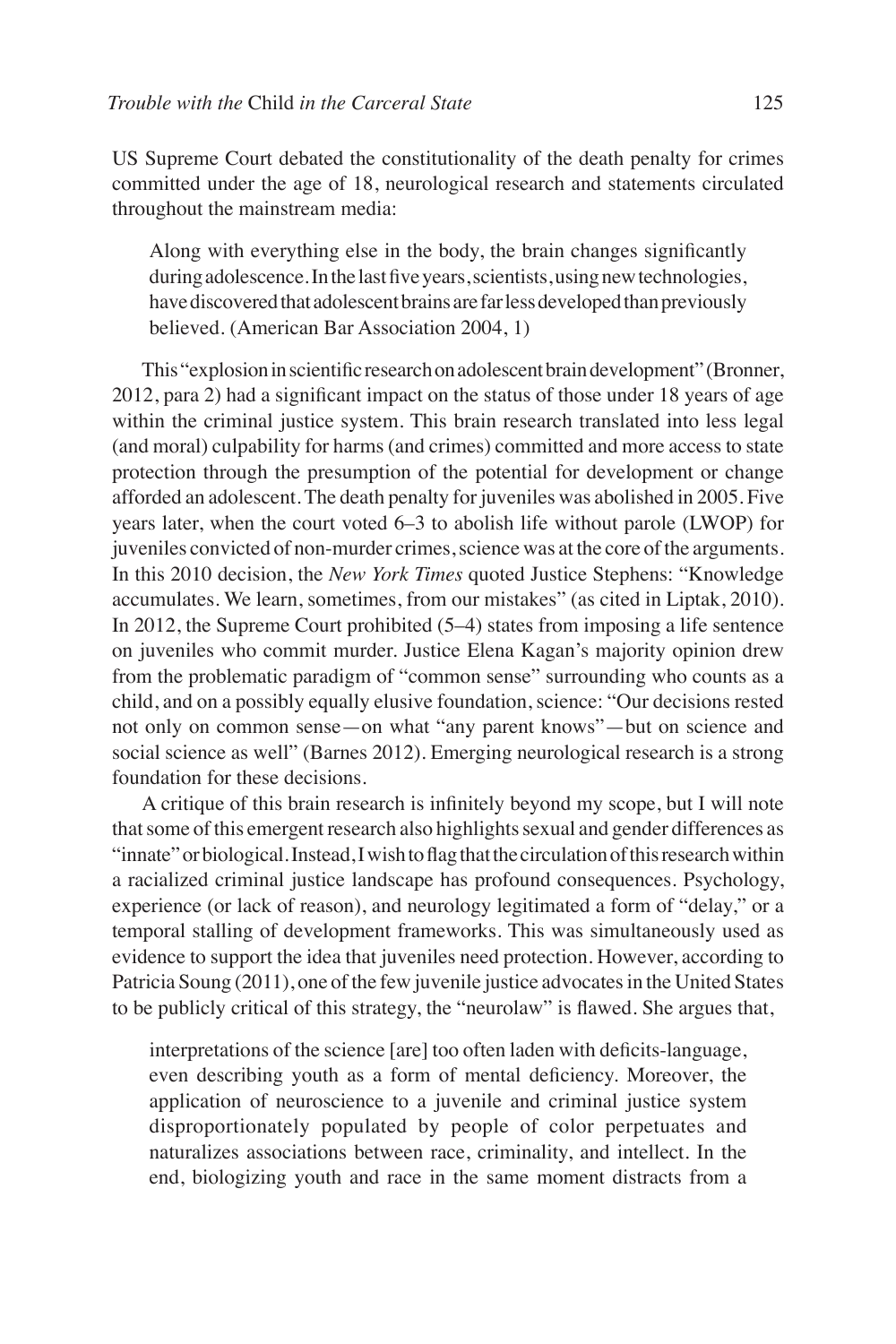US Supreme Court debated the constitutionality of the death penalty for crimes committed under the age of 18, neurological research and statements circulated throughout the mainstream media:

> Along with everything else in the body, the brain changes significantly during adolescence. In the last five years, scientists, using new technologies, have discovered that adolescent brains are far less developed than previously believed. (American Bar Association 2004, 1)

This "explosion in scientific research on adolescent brain development" (Bronner, 2012, para 2) had a significant impact on the status of those under 18 years of age within the criminal justice system. This brain research translated into less legal (and moral) culpability for harms (and crimes) committed and more access to state protection through the presumption of the potential for development or change afforded an adolescent. The death penalty for juveniles was abolished in 2005. Five years later, when the court voted 6–3 to abolish life without parole (LWOP) for juveniles convicted of non-murder crimes, science was at the core of the arguments. In this 2010 decision, the *New York Times* quoted Justice Stephens: "Knowledge accumulates. We learn, sometimes, from our mistakes" (as cited in Liptak, 2010). In 2012, the Supreme Court prohibited (5–4) states from imposing a life sentence on juveniles who commit murder. Justice Elena Kagan's majority opinion drew from the problematic paradigm of "common sense" surrounding who counts as a child, and on a possibly equally elusive foundation, science: "Our decisions rested not only on common sense—on what "any parent knows"—but on science and social science as well" (Barnes 2012). Emerging neurological research is a strong foundation for these decisions.

A critique of this brain research is infinitely beyond my scope, but I will note that some of this emergent research also highlights sexual and gender differences as "innate" or biological. Instead, I wish to flag that the circulation of this research within a racialized criminal justice landscape has profound consequences. Psychology, experience (or lack of reason), and neurology legitimated a form of "delay," or a temporal stalling of development frameworks. This was simultaneously used as evidence to support the idea that juveniles need protection. However, according to Patricia Soung (2011), one of the few juvenile justice advocates in the United States to be publicly critical of this strategy, the "neurolaw" is flawed. She argues that,

> interpretations of the science [are] too often laden with deficits-language, even describing youth as a form of mental deficiency. Moreover, the application of neuroscience to a juvenile and criminal justice system disproportionately populated by people of color perpetuates and naturalizes associations between race, criminality, and intellect. In the end, biologizing youth and race in the same moment distracts from a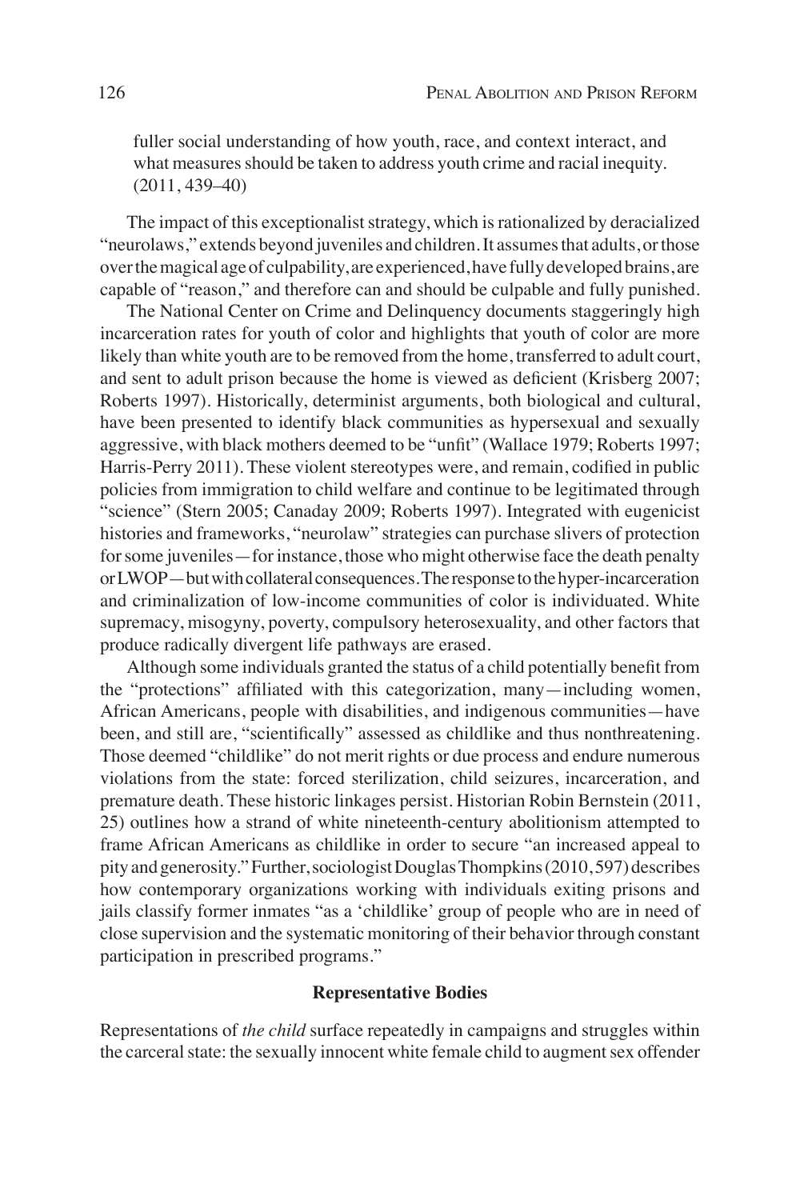> fuller social understanding of how youth, race, and context interact, and what measures should be taken to address youth crime and racial inequity. (2011, 439–40)

The impact of this exceptionalist strategy, which is rationalized by deracialized "neurolaws," extends beyond juveniles and children. It assumes that adults, or those over the magical age of culpability, are experienced, have fully developed brains, are capable of "reason," and therefore can and should be culpable and fully punished.

The National Center on Crime and Delinquency documents staggeringly high incarceration rates for youth of color and highlights that youth of color are more likely than white youth are to be removed from the home, transferred to adult court, and sent to adult prison because the home is viewed as deficient (Krisberg 2007; Roberts 1997). Historically, determinist arguments, both biological and cultural, have been presented to identify black communities as hypersexual and sexually aggressive, with black mothers deemed to be "unfit" (Wallace 1979; Roberts 1997; Harris-Perry 2011). These violent stereotypes were, and remain, codified in public policies from immigration to child welfare and continue to be legitimated through "science" (Stern 2005; Canaday 2009; Roberts 1997). Integrated with eugenicist histories and frameworks, "neurolaw" strategies can purchase slivers of protection for some juveniles—for instance, those who might otherwise face the death penalty or LWOP—but with collateral consequences. The response to the hyper-incarceration and criminalization of low-income communities of color is individuated. White supremacy, misogyny, poverty, compulsory heterosexuality, and other factors that produce radically divergent life pathways are erased.

Although some individuals granted the status of a child potentially benefit from the "protections" affiliated with this categorization, many—including women, African Americans, people with disabilities, and indigenous communities—have been, and still are, "scientifically" assessed as childlike and thus nonthreatening. Those deemed "childlike" do not merit rights or due process and endure numerous violations from the state: forced sterilization, child seizures, incarceration, and premature death. These historic linkages persist. Historian Robin Bernstein (2011, 25) outlines how a strand of white nineteenth-century abolitionism attempted to frame African Americans as childlike in order to secure "an increased appeal to pity and generosity." Further, sociologist Douglas Thompkins (2010, 597) describes how contemporary organizations working with individuals exiting prisons and jails classify former inmates "as a 'childlike' group of people who are in need of close supervision and the systematic monitoring of their behavior through constant participation in prescribed programs."

## Representative Bodies

Representations of *the child* surface repeatedly in campaigns and struggles within the carceral state: the sexually innocent white female child to augment sex offender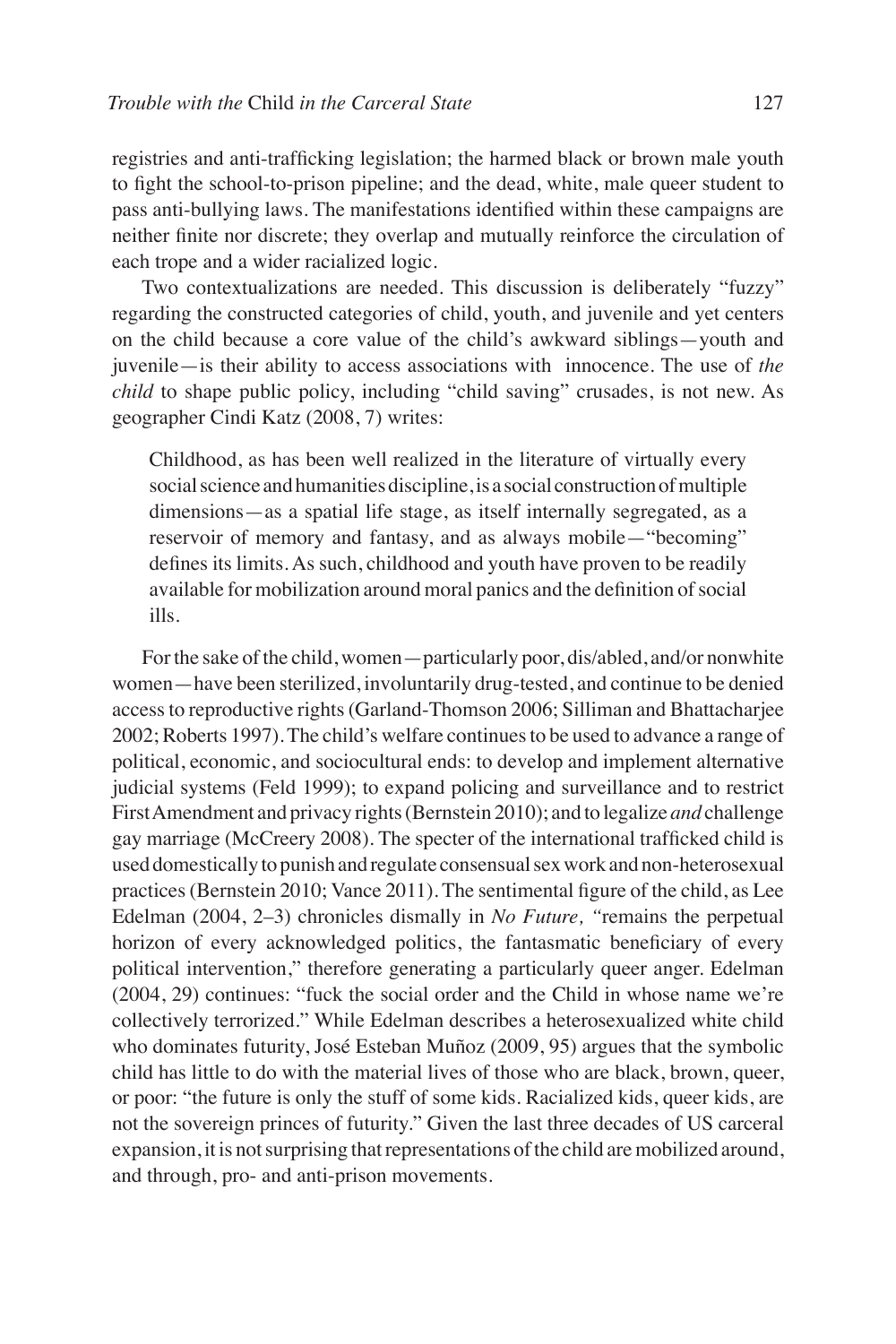registries and anti-trafficking legislation; the harmed black or brown male youth to fight the school-to-prison pipeline; and the dead, white, male queer student to pass anti-bullying laws. The manifestations identified within these campaigns are neither finite nor discrete; they overlap and mutually reinforce the circulation of each trope and a wider racialized logic.

Two contextualizations are needed. This discussion is deliberately "fuzzy" regarding the constructed categories of child, youth, and juvenile and yet centers on the child because a core value of the child's awkward siblings—youth and juvenile—is their ability to access associations with innocence. The use of *the child* to shape public policy, including "child saving" crusades, is not new. As geographer Cindi Katz (2008, 7) writes:

> Childhood, as has been well realized in the literature of virtually every social science and humanities discipline, is a social construction of multiple dimensions—as a spatial life stage, as itself internally segregated, as a reservoir of memory and fantasy, and as always mobile—"becoming" defines its limits. As such, childhood and youth have proven to be readily available for mobilization around moral panics and the definition of social ills.

For the sake of the child, women—particularly poor, dis/abled, and/or nonwhite women—have been sterilized, involuntarily drug-tested, and continue to be denied access to reproductive rights (Garland-Thomson 2006; Silliman and Bhattacharjee 2002; Roberts 1997). The child's welfare continues to be used to advance a range of political, economic, and sociocultural ends: to develop and implement alternative judicial systems (Feld 1999); to expand policing and surveillance and to restrict First Amendment and privacy rights (Bernstein 2010); and to legalize *and* challenge gay marriage (McCreery 2008). The specter of the international trafficked child is used domestically to punish and regulate consensual sex work and non-heterosexual practices (Bernstein 2010; Vance 2011). The sentimental figure of the child, as Lee Edelman (2004, 2–3) chronicles dismally in *No Future,* "remains the perpetual horizon of every acknowledged politics, the fantasmatic beneficiary of every political intervention," therefore generating a particularly queer anger. Edelman (2004, 29) continues: "fuck the social order and the Child in whose name we're collectively terrorized." While Edelman describes a heterosexualized white child who dominates futurity, José Esteban Muñoz (2009, 95) argues that the symbolic child has little to do with the material lives of those who are black, brown, queer, or poor: "the future is only the stuff of some kids. Racialized kids, queer kids, are not the sovereign princes of futurity." Given the last three decades of US carceral expansion, it is not surprising that representations of the child are mobilized around, and through, pro- and anti-prison movements.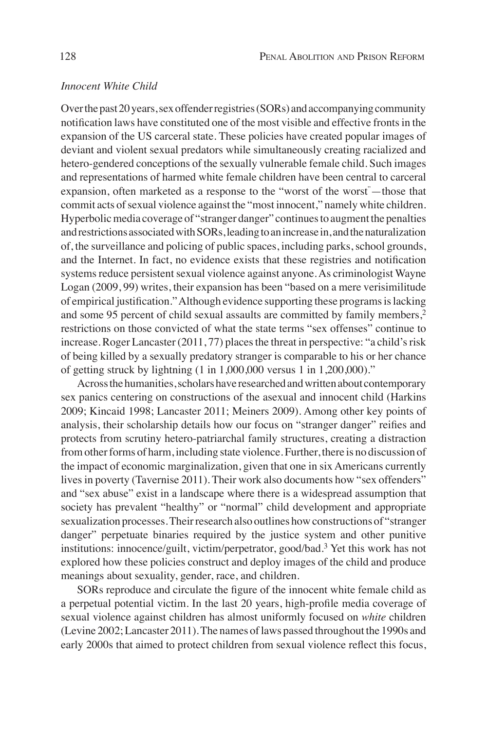*Innocent White Child*

Over the past 20 years, sex offender registries (SORs) and accompanying community notification laws have constituted one of the most visible and effective fronts in the expansion of the US carceral state. These policies have created popular images of deviant and violent sexual predators while simultaneously creating racialized and hetero-gendered conceptions of the sexually vulnerable female child. Such images and representations of harmed white female children have been central to carceral expansion, often marketed as a response to the "worst of the worst"—those that commit acts of sexual violence against the "most innocent," namely white children. Hyperbolic media coverage of "stranger danger" continues to augment the penalties and restrictions associated with SORs, leading to an increase in, and the naturalization of, the surveillance and policing of public spaces, including parks, school grounds, and the Internet. In fact, no evidence exists that these registries and notification systems reduce persistent sexual violence against anyone. As criminologist Wayne Logan (2009, 99) writes, their expansion has been "based on a mere verisimilitude of empirical justification." Although evidence supporting these programs is lacking and some 95 percent of child sexual assaults are committed by family members,[2] restrictions on those convicted of what the state terms "sex offenses" continue to increase. Roger Lancaster (2011, 77) places the threat in perspective: "a child's risk of being killed by a sexually predatory stranger is comparable to his or her chance of getting struck by lightning (1 in 1,000,000 versus 1 in 1,200,000)."

Across the humanities, scholars have researched and written about contemporary sex panics centering on constructions of the asexual and innocent child (Harkins 2009; Kincaid 1998; Lancaster 2011; Meiners 2009). Among other key points of analysis, their scholarship details how our focus on "stranger danger" reifies and protects from scrutiny hetero-patriarchal family structures, creating a distraction from other forms of harm, including state violence. Further, there is no discussion of the impact of economic marginalization, given that one in six Americans currently lives in poverty (Tavernise 2011). Their work also documents how "sex offenders" and "sex abuse" exist in a landscape where there is a widespread assumption that society has prevalent "healthy" or "normal" child development and appropriate sexualization processes. Their research also outlines how constructions of "stranger danger" perpetuate binaries required by the justice system and other punitive institutions: innocence/guilt, victim/perpetrator, good/bad.[3] Yet this work has not explored how these policies construct and deploy images of the child and produce meanings about sexuality, gender, race, and children.

SORs reproduce and circulate the figure of the innocent white female child as a perpetual potential victim. In the last 20 years, high-profile media coverage of sexual violence against children has almost uniformly focused on *white* children (Levine 2002; Lancaster 2011). The names of laws passed throughout the 1990s and early 2000s that aimed to protect children from sexual violence reflect this focus,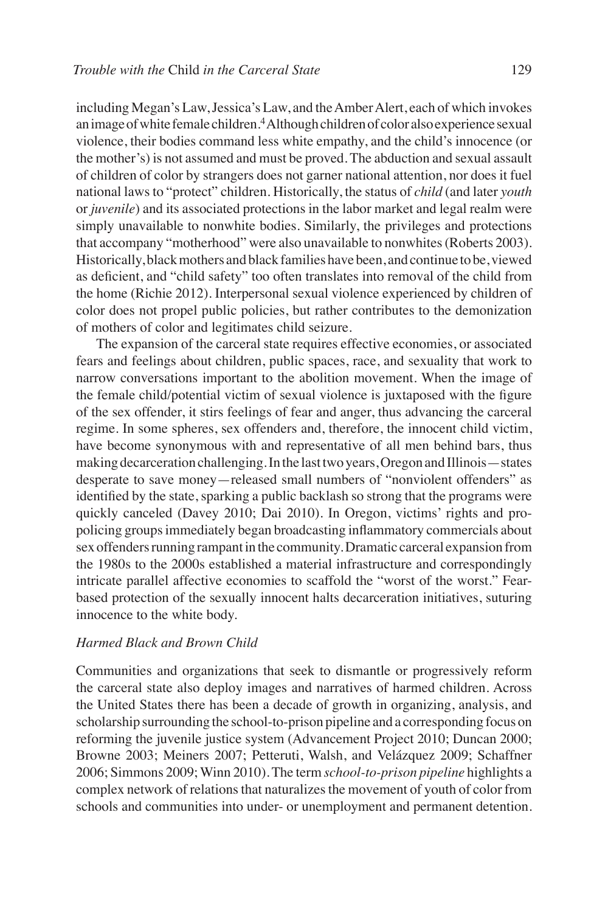including Megan's Law, Jessica's Law, and the Amber Alert, each of which invokes an image of white female children.[4] Although children of color also experience sexual violence, their bodies command less white empathy, and the child's innocence (or the mother's) is not assumed and must be proved. The abduction and sexual assault of children of color by strangers does not garner national attention, nor does it fuel national laws to "protect" children. Historically, the status of *child* (and later *youth* or *juvenile*) and its associated protections in the labor market and legal realm were simply unavailable to nonwhite bodies. Similarly, the privileges and protections that accompany "motherhood" were also unavailable to nonwhites (Roberts 2003). Historically, black mothers and black families have been, and continue to be, viewed as deficient, and "child safety" too often translates into removal of the child from the home (Richie 2012). Interpersonal sexual violence experienced by children of color does not propel public policies, but rather contributes to the demonization of mothers of color and legitimates child seizure.

The expansion of the carceral state requires effective economies, or associated fears and feelings about children, public spaces, race, and sexuality that work to narrow conversations important to the abolition movement. When the image of the female child/potential victim of sexual violence is juxtaposed with the figure of the sex offender, it stirs feelings of fear and anger, thus advancing the carceral regime. In some spheres, sex offenders and, therefore, the innocent child victim, have become synonymous with and representative of all men behind bars, thus making decarceration challenging. In the last two years, Oregon and Illinois—states desperate to save money—released small numbers of "nonviolent offenders" as identified by the state, sparking a public backlash so strong that the programs were quickly canceled (Davey 2010; Dai 2010). In Oregon, victims' rights and pro-policing groups immediately began broadcasting inflammatory commercials about sex offenders running rampant in the community. Dramatic carceral expansion from the 1980s to the 2000s established a material infrastructure and correspondingly intricate parallel affective economies to scaffold the "worst of the worst." Fear-based protection of the sexually innocent halts decarceration initiatives, suturing innocence to the white body.

### *Harmed Black and Brown Child*

Communities and organizations that seek to dismantle or progressively reform the carceral state also deploy images and narratives of harmed children. Across the United States there has been a decade of growth in organizing, analysis, and scholarship surrounding the school-to-prison pipeline and a corresponding focus on reforming the juvenile justice system (Advancement Project 2010; Duncan 2000; Browne 2003; Meiners 2007; Petteruti, Walsh, and Velázquez 2009; Schaffner 2006; Simmons 2009; Winn 2010). The term *school-to-prison pipeline* highlights a complex network of relations that naturalizes the movement of youth of color from schools and communities into under- or unemployment and permanent detention.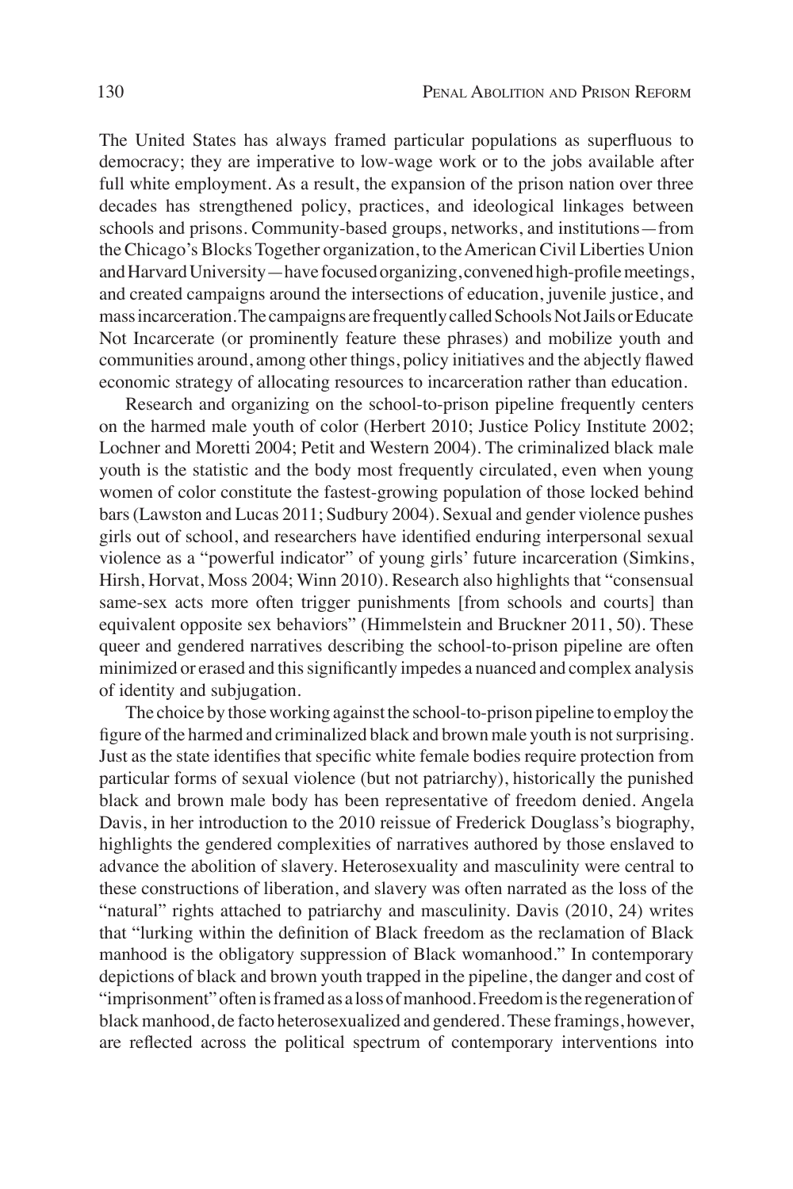The United States has always framed particular populations as superfluous to democracy; they are imperative to low-wage work or to the jobs available after full white employment. As a result, the expansion of the prison nation over three decades has strengthened policy, practices, and ideological linkages between schools and prisons. Community-based groups, networks, and institutions—from the Chicago's Blocks Together organization, to the American Civil Liberties Union and Harvard University—have focused organizing, convened high-profile meetings, and created campaigns around the intersections of education, juvenile justice, and mass incarceration. The campaigns are frequently called Schools Not Jails or Educate Not Incarcerate (or prominently feature these phrases) and mobilize youth and communities around, among other things, policy initiatives and the abjectly flawed economic strategy of allocating resources to incarceration rather than education.

Research and organizing on the school-to-prison pipeline frequently centers on the harmed male youth of color (Herbert 2010; Justice Policy Institute 2002; Lochner and Moretti 2004; Petit and Western 2004). The criminalized black male youth is the statistic and the body most frequently circulated, even when young women of color constitute the fastest-growing population of those locked behind bars (Lawston and Lucas 2011; Sudbury 2004). Sexual and gender violence pushes girls out of school, and researchers have identified enduring interpersonal sexual violence as a "powerful indicator" of young girls' future incarceration (Simkins, Hirsh, Horvat, Moss 2004; Winn 2010). Research also highlights that "consensual same-sex acts more often trigger punishments [from schools and courts] than equivalent opposite sex behaviors" (Himmelstein and Bruckner 2011, 50). These queer and gendered narratives describing the school-to-prison pipeline are often minimized or erased and this significantly impedes a nuanced and complex analysis of identity and subjugation.

The choice by those working against the school-to-prison pipeline to employ the figure of the harmed and criminalized black and brown male youth is not surprising. Just as the state identifies that specific white female bodies require protection from particular forms of sexual violence (but not patriarchy), historically the punished black and brown male body has been representative of freedom denied. Angela Davis, in her introduction to the 2010 reissue of Frederick Douglass's biography, highlights the gendered complexities of narratives authored by those enslaved to advance the abolition of slavery. Heterosexuality and masculinity were central to these constructions of liberation, and slavery was often narrated as the loss of the "natural" rights attached to patriarchy and masculinity. Davis (2010, 24) writes that "lurking within the definition of Black freedom as the reclamation of Black manhood is the obligatory suppression of Black womanhood." In contemporary depictions of black and brown youth trapped in the pipeline, the danger and cost of "imprisonment" often is framed as a loss of manhood. Freedom is the regeneration of black manhood, de facto heterosexualized and gendered. These framings, however, are reflected across the political spectrum of contemporary interventions into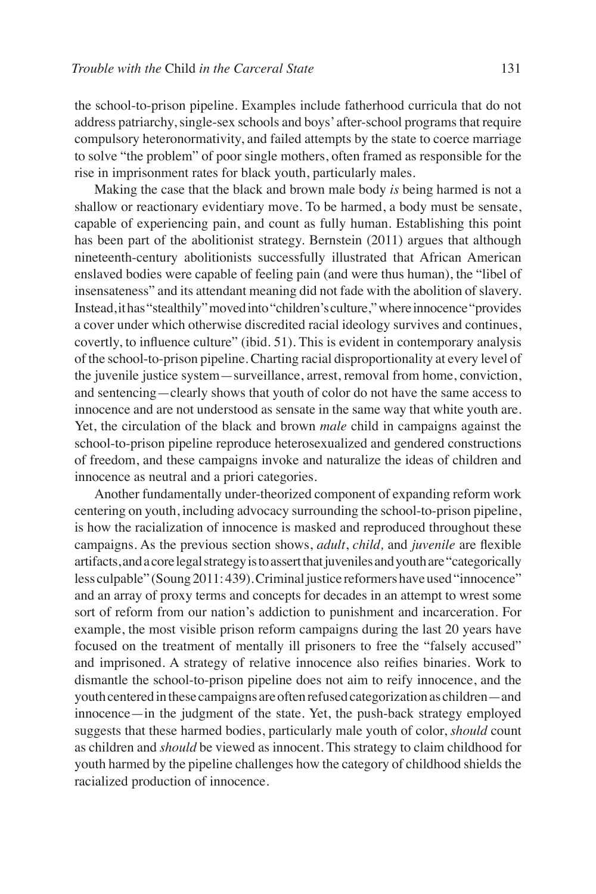the school-to-prison pipeline. Examples include fatherhood curricula that do not address patriarchy, single-sex schools and boys' after-school programs that require compulsory heteronormativity, and failed attempts by the state to coerce marriage to solve "the problem" of poor single mothers, often framed as responsible for the rise in imprisonment rates for black youth, particularly males.

Making the case that the black and brown male body *is* being harmed is not a shallow or reactionary evidentiary move. To be harmed, a body must be sensate, capable of experiencing pain, and count as fully human. Establishing this point has been part of the abolitionist strategy. Bernstein (2011) argues that although nineteenth-century abolitionists successfully illustrated that African American enslaved bodies were capable of feeling pain (and were thus human), the "libel of insensateness" and its attendant meaning did not fade with the abolition of slavery. Instead, it has "stealthily" moved into "children's culture," where innocence "provides a cover under which otherwise discredited racial ideology survives and continues, covertly, to influence culture" (ibid. 51). This is evident in contemporary analysis of the school-to-prison pipeline. Charting racial disproportionality at every level of the juvenile justice system—surveillance, arrest, removal from home, conviction, and sentencing—clearly shows that youth of color do not have the same access to innocence and are not understood as sensate in the same way that white youth are. Yet, the circulation of the black and brown *male* child in campaigns against the school-to-prison pipeline reproduce heterosexualized and gendered constructions of freedom, and these campaigns invoke and naturalize the ideas of children and innocence as neutral and a priori categories.

Another fundamentally under-theorized component of expanding reform work centering on youth, including advocacy surrounding the school-to-prison pipeline, is how the racialization of innocence is masked and reproduced throughout these campaigns. As the previous section shows, *adult*, *child,* and *juvenile* are flexible artifacts, and a core legal strategy is to assert that juveniles and youth are "categorically less culpable" (Soung 2011: 439). Criminal justice reformers have used "innocence" and an array of proxy terms and concepts for decades in an attempt to wrest some sort of reform from our nation's addiction to punishment and incarceration. For example, the most visible prison reform campaigns during the last 20 years have focused on the treatment of mentally ill prisoners to free the "falsely accused" and imprisoned. A strategy of relative innocence also reifies binaries. Work to dismantle the school-to-prison pipeline does not aim to reify innocence, and the youth centered in these campaigns are often refused categorization as children—and innocence—in the judgment of the state. Yet, the push-back strategy employed suggests that these harmed bodies, particularly male youth of color, *should* count as children and *should* be viewed as innocent. This strategy to claim childhood for youth harmed by the pipeline challenges how the category of childhood shields the racialized production of innocence.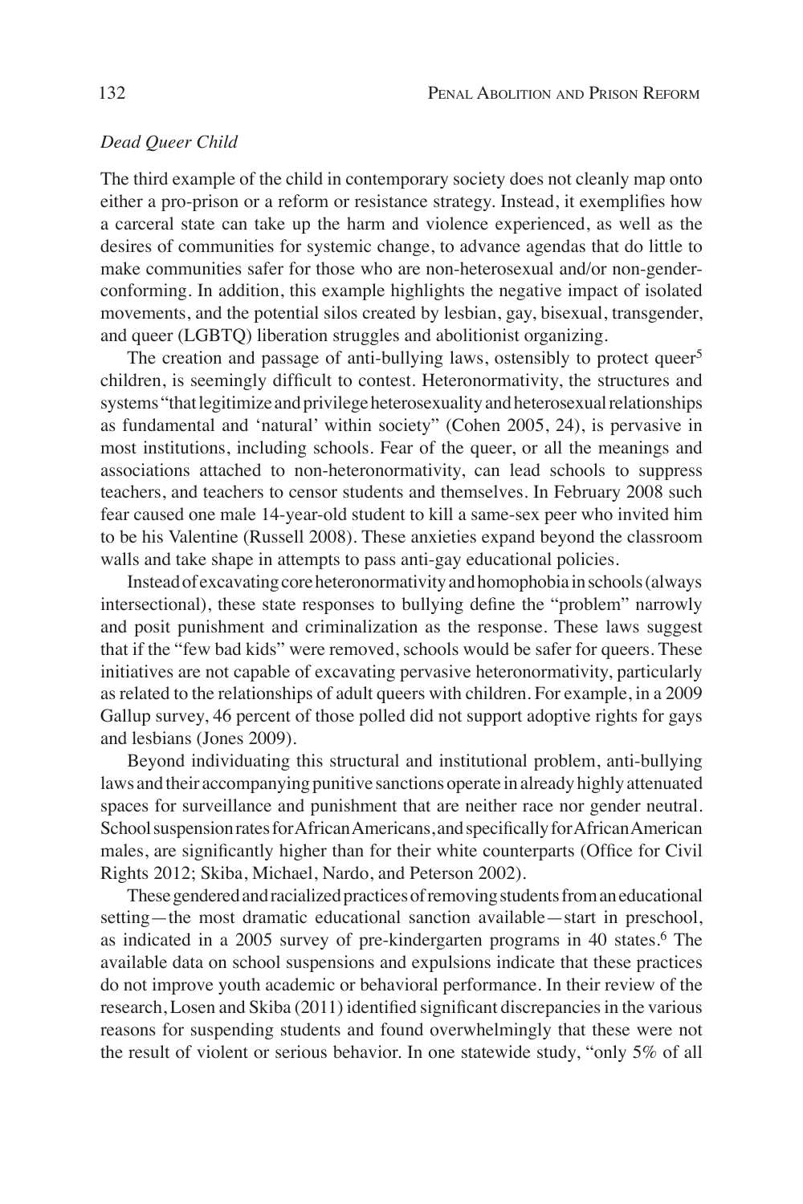### *Dead Queer Child*

The third example of the child in contemporary society does not cleanly map onto either a pro-prison or a reform or resistance strategy. Instead, it exemplifies how a carceral state can take up the harm and violence experienced, as well as the desires of communities for systemic change, to advance agendas that do little to make communities safer for those who are non-heterosexual and/or non-gender-conforming. In addition, this example highlights the negative impact of isolated movements, and the potential silos created by lesbian, gay, bisexual, transgender, and queer (LGBTQ) liberation struggles and abolitionist organizing.

The creation and passage of anti-bullying laws, ostensibly to protect queer[5] children, is seemingly difficult to contest. Heteronormativity, the structures and systems "that legitimize and privilege heterosexuality and heterosexual relationships as fundamental and 'natural' within society" (Cohen 2005, 24), is pervasive in most institutions, including schools. Fear of the queer, or all the meanings and associations attached to non-heteronormativity, can lead schools to suppress teachers, and teachers to censor students and themselves. In February 2008 such fear caused one male 14-year-old student to kill a same-sex peer who invited him to be his Valentine (Russell 2008). These anxieties expand beyond the classroom walls and take shape in attempts to pass anti-gay educational policies.

Instead of excavating core heteronormativity and homophobia in schools (always intersectional), these state responses to bullying define the "problem" narrowly and posit punishment and criminalization as the response. These laws suggest that if the "few bad kids" were removed, schools would be safer for queers. These initiatives are not capable of excavating pervasive heteronormativity, particularly as related to the relationships of adult queers with children. For example, in a 2009 Gallup survey, 46 percent of those polled did not support adoptive rights for gays and lesbians (Jones 2009).

Beyond individuating this structural and institutional problem, anti-bullying laws and their accompanying punitive sanctions operate in already highly attenuated spaces for surveillance and punishment that are neither race nor gender neutral. School suspension rates for African Americans, and specifically for African American males, are significantly higher than for their white counterparts (Office for Civil Rights 2012; Skiba, Michael, Nardo, and Peterson 2002).

These gendered and racialized practices of removing students from an educational setting—the most dramatic educational sanction available—start in preschool, as indicated in a 2005 survey of pre-kindergarten programs in 40 states.[6] The available data on school suspensions and expulsions indicate that these practices do not improve youth academic or behavioral performance. In their review of the research, Losen and Skiba (2011) identified significant discrepancies in the various reasons for suspending students and found overwhelmingly that these were not the result of violent or serious behavior. In one statewide study, "only 5% of all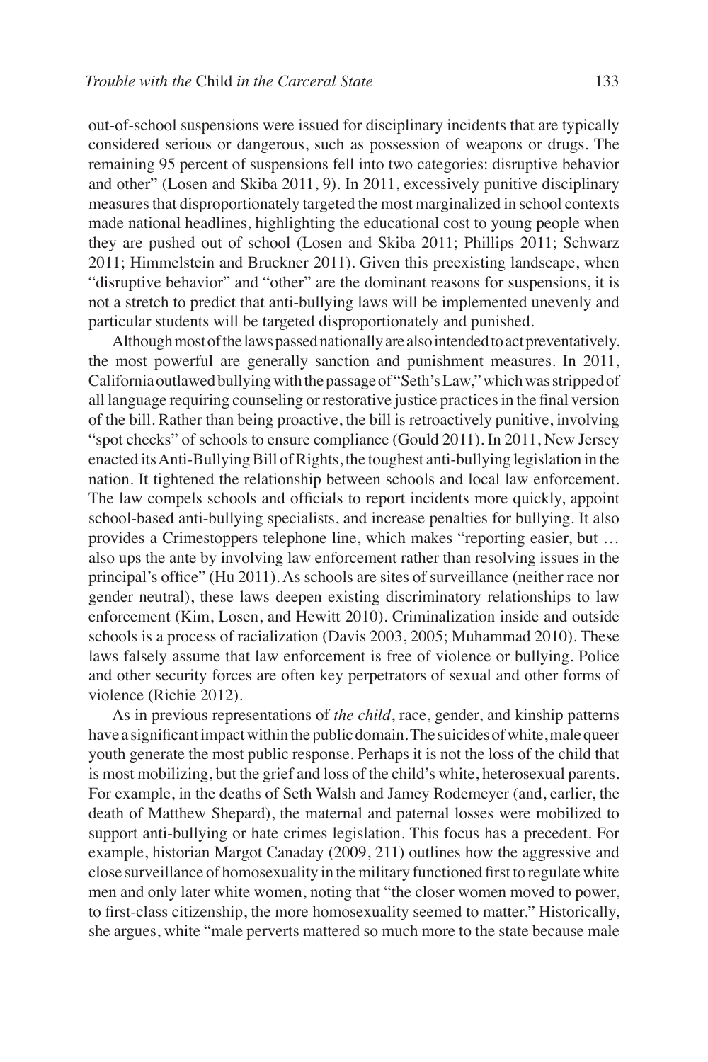out-of-school suspensions were issued for disciplinary incidents that are typically considered serious or dangerous, such as possession of weapons or drugs. The remaining 95 percent of suspensions fell into two categories: disruptive behavior and other" (Losen and Skiba 2011, 9). In 2011, excessively punitive disciplinary measures that disproportionately targeted the most marginalized in school contexts made national headlines, highlighting the educational cost to young people when they are pushed out of school (Losen and Skiba 2011; Phillips 2011; Schwarz 2011; Himmelstein and Bruckner 2011). Given this preexisting landscape, when "disruptive behavior" and "other" are the dominant reasons for suspensions, it is not a stretch to predict that anti-bullying laws will be implemented unevenly and particular students will be targeted disproportionately and punished.

Although most of the laws passed nationally are also intended to act preventatively, the most powerful are generally sanction and punishment measures. In 2011, California outlawed bullying with the passage of "Seth's Law," which was stripped of all language requiring counseling or restorative justice practices in the final version of the bill. Rather than being proactive, the bill is retroactively punitive, involving "spot checks" of schools to ensure compliance (Gould 2011). In 2011, New Jersey enacted its Anti-Bullying Bill of Rights, the toughest anti-bullying legislation in the nation. It tightened the relationship between schools and local law enforcement. The law compels schools and officials to report incidents more quickly, appoint school-based anti-bullying specialists, and increase penalties for bullying. It also provides a Crimestoppers telephone line, which makes "reporting easier, but … also ups the ante by involving law enforcement rather than resolving issues in the principal's office" (Hu 2011). As schools are sites of surveillance (neither race nor gender neutral), these laws deepen existing discriminatory relationships to law enforcement (Kim, Losen, and Hewitt 2010). Criminalization inside and outside schools is a process of racialization (Davis 2003, 2005; Muhammad 2010). These laws falsely assume that law enforcement is free of violence or bullying. Police and other security forces are often key perpetrators of sexual and other forms of violence (Richie 2012).

As in previous representations of *the child*, race, gender, and kinship patterns have a significant impact within the public domain. The suicides of white, male queer youth generate the most public response. Perhaps it is not the loss of the child that is most mobilizing, but the grief and loss of the child's white, heterosexual parents. For example, in the deaths of Seth Walsh and Jamey Rodemeyer (and, earlier, the death of Matthew Shepard), the maternal and paternal losses were mobilized to support anti-bullying or hate crimes legislation. This focus has a precedent. For example, historian Margot Canaday (2009, 211) outlines how the aggressive and close surveillance of homosexuality in the military functioned first to regulate white men and only later white women, noting that "the closer women moved to power, to first-class citizenship, the more homosexuality seemed to matter." Historically, she argues, white "male perverts mattered so much more to the state because male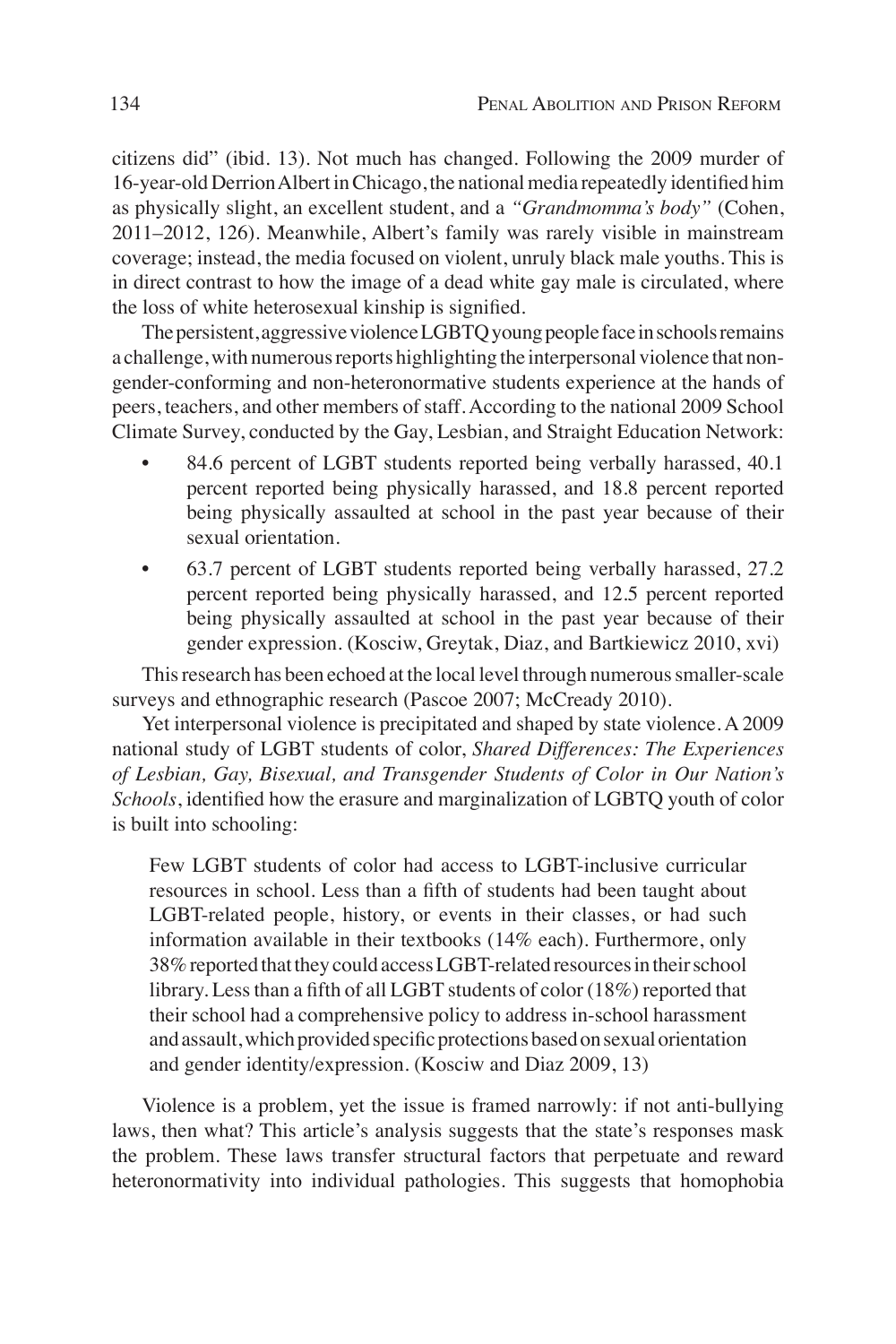citizens did" (ibid. 13). Not much has changed. Following the 2009 murder of 16-year-old Derrion Albert in Chicago, the national media repeatedly identified him as physically slight, an excellent student, and a *"Grandmomma's body"* (Cohen, 2011–2012, 126). Meanwhile, Albert's family was rarely visible in mainstream coverage; instead, the media focused on violent, unruly black male youths. This is in direct contrast to how the image of a dead white gay male is circulated, where the loss of white heterosexual kinship is signified.

The persistent, aggressive violence LGBTQ young people face in schools remains a challenge, with numerous reports highlighting the interpersonal violence that non-gender-conforming and non-heteronormative students experience at the hands of peers, teachers, and other members of staff. According to the national 2009 School Climate Survey, conducted by the Gay, Lesbian, and Straight Education Network:

- 84.6 percent of LGBT students reported being verbally harassed, 40.1 percent reported being physically harassed, and 18.8 percent reported being physically assaulted at school in the past year because of their sexual orientation.
- 63.7 percent of LGBT students reported being verbally harassed, 27.2 percent reported being physically harassed, and 12.5 percent reported being physically assaulted at school in the past year because of their gender expression. (Kosciw, Greytak, Diaz, and Bartkiewicz 2010, xvi)

This research has been echoed at the local level through numerous smaller-scale surveys and ethnographic research (Pascoe 2007; McCready 2010).

Yet interpersonal violence is precipitated and shaped by state violence. A 2009 national study of LGBT students of color, *Shared Differences: The Experiences of Lesbian, Gay, Bisexual, and Transgender Students of Color in Our Nation's Schools*, identified how the erasure and marginalization of LGBTQ youth of color is built into schooling:

> Few LGBT students of color had access to LGBT-inclusive curricular resources in school. Less than a fifth of students had been taught about LGBT-related people, history, or events in their classes, or had such information available in their textbooks (14% each). Furthermore, only 38% reported that they could access LGBT-related resources in their school library. Less than a fifth of all LGBT students of color (18%) reported that their school had a comprehensive policy to address in-school harassment and assault, which provided specific protections based on sexual orientation and gender identity/expression. (Kosciw and Diaz 2009, 13)

Violence is a problem, yet the issue is framed narrowly: if not anti-bullying laws, then what? This article's analysis suggests that the state's responses mask the problem. These laws transfer structural factors that perpetuate and reward heteronormativity into individual pathologies. This suggests that homophobia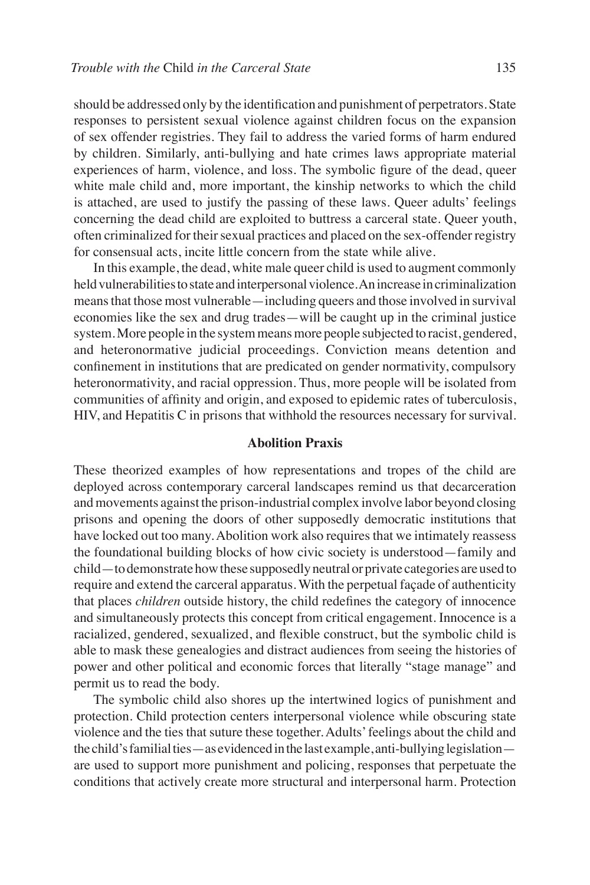should be addressed only by the identification and punishment of perpetrators. State responses to persistent sexual violence against children focus on the expansion of sex offender registries. They fail to address the varied forms of harm endured by children. Similarly, anti-bullying and hate crimes laws appropriate material experiences of harm, violence, and loss. The symbolic figure of the dead, queer white male child and, more important, the kinship networks to which the child is attached, are used to justify the passing of these laws. Queer adults' feelings concerning the dead child are exploited to buttress a carceral state. Queer youth, often criminalized for their sexual practices and placed on the sex-offender registry for consensual acts, incite little concern from the state while alive.

In this example, the dead, white male queer child is used to augment commonly held vulnerabilities to state and interpersonal violence. An increase in criminalization means that those most vulnerable—including queers and those involved in survival economies like the sex and drug trades—will be caught up in the criminal justice system. More people in the system means more people subjected to racist, gendered, and heteronormative judicial proceedings. Conviction means detention and confinement in institutions that are predicated on gender normativity, compulsory heteronormativity, and racial oppression. Thus, more people will be isolated from communities of affinity and origin, and exposed to epidemic rates of tuberculosis, HIV, and Hepatitis C in prisons that withhold the resources necessary for survival.

## Abolition Praxis

These theorized examples of how representations and tropes of the child are deployed across contemporary carceral landscapes remind us that decarceration and movements against the prison-industrial complex involve labor beyond closing prisons and opening the doors of other supposedly democratic institutions that have locked out too many. Abolition work also requires that we intimately reassess the foundational building blocks of how civic society is understood—family and child—to demonstrate how these supposedly neutral or private categories are used to require and extend the carceral apparatus. With the perpetual façade of authenticity that places *children* outside history, the child redefines the category of innocence and simultaneously protects this concept from critical engagement. Innocence is a racialized, gendered, sexualized, and flexible construct, but the symbolic child is able to mask these genealogies and distract audiences from seeing the histories of power and other political and economic forces that literally "stage manage" and permit us to read the body.

The symbolic child also shores up the intertwined logics of punishment and protection. Child protection centers interpersonal violence while obscuring state violence and the ties that suture these together. Adults' feelings about the child and the child's familial ties—as evidenced in the last example, anti-bullying legislation—are used to support more punishment and policing, responses that perpetuate the conditions that actively create more structural and interpersonal harm. Protection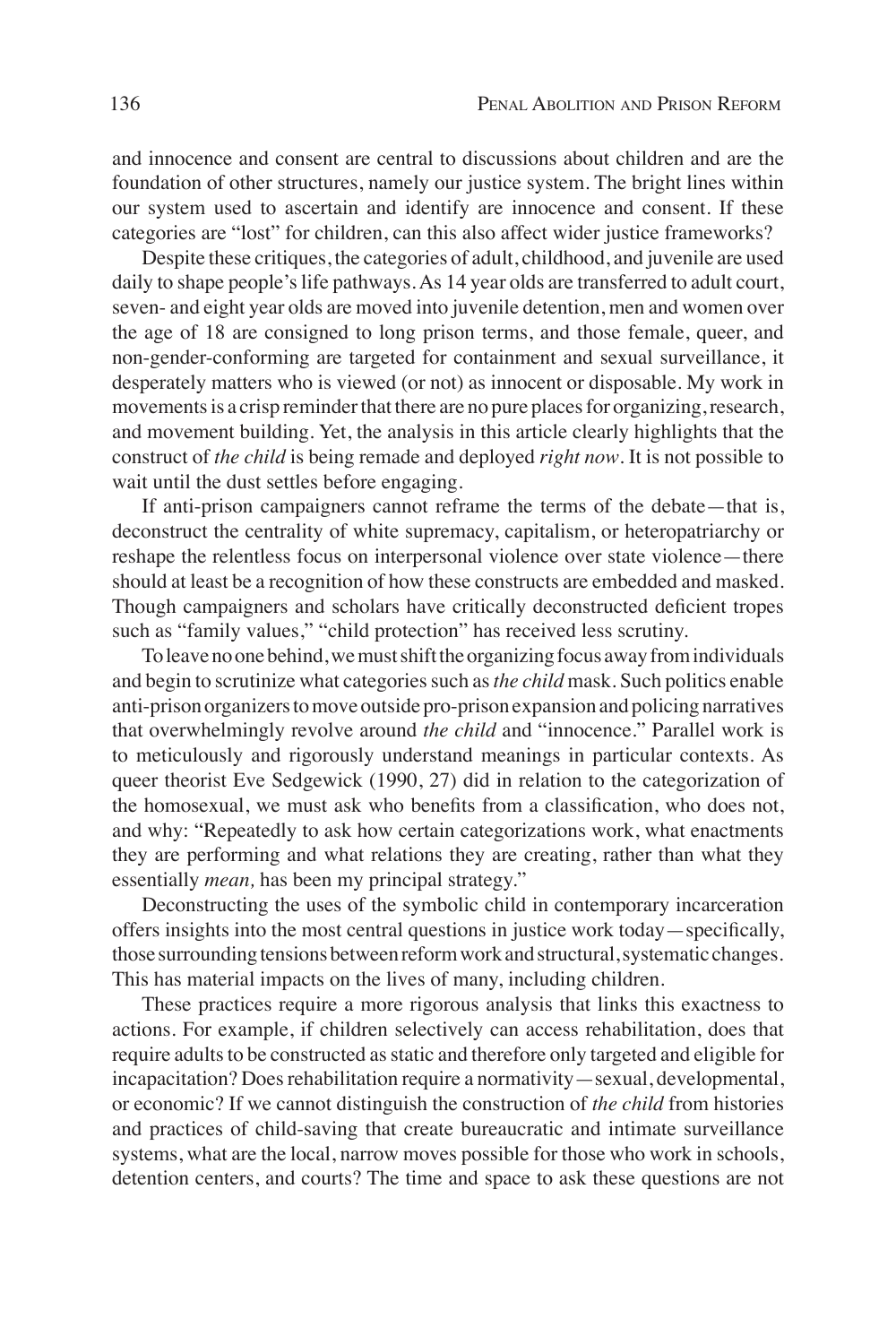and innocence and consent are central to discussions about children and are the foundation of other structures, namely our justice system. The bright lines within our system used to ascertain and identify are innocence and consent. If these categories are "lost" for children, can this also affect wider justice frameworks?

Despite these critiques, the categories of adult, childhood, and juvenile are used daily to shape people's life pathways. As 14 year olds are transferred to adult court, seven- and eight year olds are moved into juvenile detention, men and women over the age of 18 are consigned to long prison terms, and those female, queer, and non-gender-conforming are targeted for containment and sexual surveillance, it desperately matters who is viewed (or not) as innocent or disposable. My work in movements is a crisp reminder that there are no pure places for organizing, research, and movement building. Yet, the analysis in this article clearly highlights that the construct of *the child* is being remade and deployed *right now*. It is not possible to wait until the dust settles before engaging.

If anti-prison campaigners cannot reframe the terms of the debate—that is, deconstruct the centrality of white supremacy, capitalism, or heteropatriarchy or reshape the relentless focus on interpersonal violence over state violence—there should at least be a recognition of how these constructs are embedded and masked. Though campaigners and scholars have critically deconstructed deficient tropes such as "family values," "child protection" has received less scrutiny.

To leave no one behind, we must shift the organizing focus away from individuals and begin to scrutinize what categories such as *the child* mask. Such politics enable anti-prison organizers to move outside pro-prison expansion and policing narratives that overwhelmingly revolve around *the child* and "innocence." Parallel work is to meticulously and rigorously understand meanings in particular contexts. As queer theorist Eve Sedgewick (1990, 27) did in relation to the categorization of the homosexual, we must ask who benefits from a classification, who does not, and why: "Repeatedly to ask how certain categorizations work, what enactments they are performing and what relations they are creating, rather than what they essentially *mean,* has been my principal strategy."

Deconstructing the uses of the symbolic child in contemporary incarceration offers insights into the most central questions in justice work today—specifically, those surrounding tensions between reform work and structural, systematic changes. This has material impacts on the lives of many, including children.

These practices require a more rigorous analysis that links this exactness to actions. For example, if children selectively can access rehabilitation, does that require adults to be constructed as static and therefore only targeted and eligible for incapacitation? Does rehabilitation require a normativity—sexual, developmental, or economic? If we cannot distinguish the construction of *the child* from histories and practices of child-saving that create bureaucratic and intimate surveillance systems, what are the local, narrow moves possible for those who work in schools, detention centers, and courts? The time and space to ask these questions are not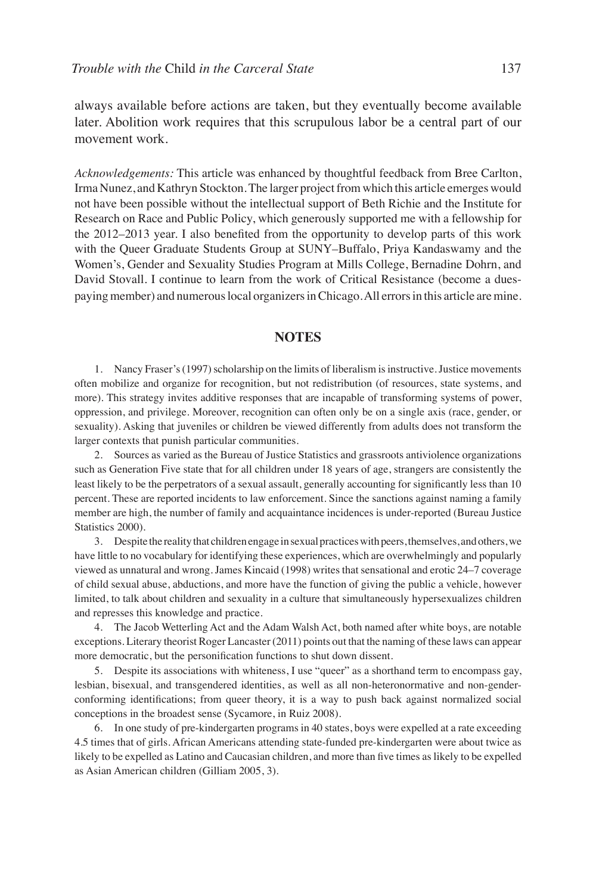always available before actions are taken, but they eventually become available later. Abolition work requires that this scrupulous labor be a central part of our movement work.

*Acknowledgements:* This article was enhanced by thoughtful feedback from Bree Carlton, Irma Nunez, and Kathryn Stockton. The larger project from which this article emerges would not have been possible without the intellectual support of Beth Richie and the Institute for Research on Race and Public Policy, which generously supported me with a fellowship for the 2012–2013 year. I also benefited from the opportunity to develop parts of this work with the Queer Graduate Students Group at SUNY–Buffalo, Priya Kandaswamy and the Women's, Gender and Sexuality Studies Program at Mills College, Bernadine Dohrn, and David Stovall. I continue to learn from the work of Critical Resistance (become a dues-paying member) and numerous local organizers in Chicago. All errors in this article are mine.

## NOTES

1. Nancy Fraser's (1997) scholarship on the limits of liberalism is instructive. Justice movements often mobilize and organize for recognition, but not redistribution (of resources, state systems, and more). This strategy invites additive responses that are incapable of transforming systems of power, oppression, and privilege. Moreover, recognition can often only be on a single axis (race, gender, or sexuality). Asking that juveniles or children be viewed differently from adults does not transform the larger contexts that punish particular communities.

2. Sources as varied as the Bureau of Justice Statistics and grassroots antiviolence organizations such as Generation Five state that for all children under 18 years of age, strangers are consistently the least likely to be the perpetrators of a sexual assault, generally accounting for significantly less than 10 percent. These are reported incidents to law enforcement. Since the sanctions against naming a family member are high, the number of family and acquaintance incidences is under-reported (Bureau Justice Statistics 2000).

3. Despite the reality that children engage in sexual practices with peers, themselves, and others, we have little to no vocabulary for identifying these experiences, which are overwhelmingly and popularly viewed as unnatural and wrong. James Kincaid (1998) writes that sensational and erotic 24–7 coverage of child sexual abuse, abductions, and more have the function of giving the public a vehicle, however limited, to talk about children and sexuality in a culture that simultaneously hypersexualizes children and represses this knowledge and practice.

4. The Jacob Wetterling Act and the Adam Walsh Act, both named after white boys, are notable exceptions. Literary theorist Roger Lancaster (2011) points out that the naming of these laws can appear more democratic, but the personification functions to shut down dissent.

5. Despite its associations with whiteness, I use "queer" as a shorthand term to encompass gay, lesbian, bisexual, and transgendered identities, as well as all non-heteronormative and non-gender-conforming identifications; from queer theory, it is a way to push back against normalized social conceptions in the broadest sense (Sycamore, in Ruiz 2008).

6. In one study of pre-kindergarten programs in 40 states, boys were expelled at a rate exceeding 4.5 times that of girls. African Americans attending state-funded pre-kindergarten were about twice as likely to be expelled as Latino and Caucasian children, and more than five times as likely to be expelled as Asian American children (Gilliam 2005, 3).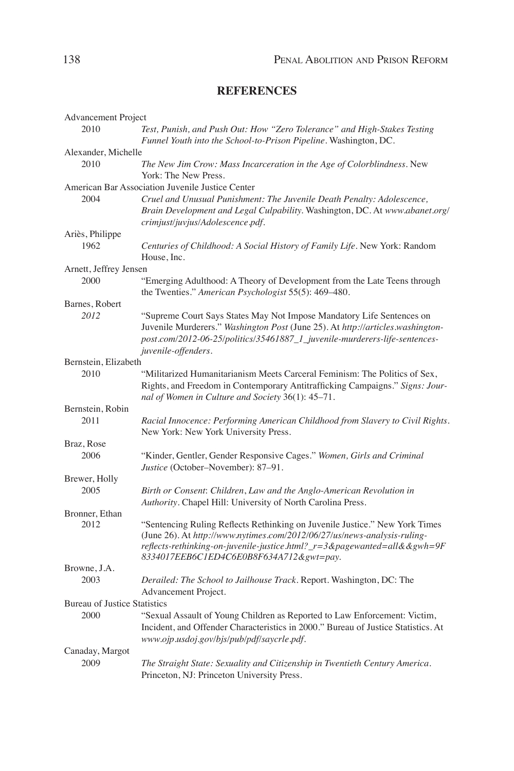## REFERENCES

Advancement Project
2010 *Test, Punish, and Push Out: How "Zero Tolerance" and High-Stakes Testing Funnel Youth into the School-to-Prison Pipeline*. Washington, DC.

Alexander, Michelle
2010 *The New Jim Crow: Mass Incarceration in the Age of Colorblindness*. New York: The New Press.

American Bar Association Juvenile Justice Center
2004 *Cruel and Unusual Punishment: The Juvenile Death Penalty: Adolescence, Brain Development and Legal Culpability*. Washington, DC. At *www.abanet.org/crimjust/juvjus/Adolescence.pdf*.

Ariès, Philippe
1962 *Centuries of Childhood: A Social History of Family Life*. New York: Random House, Inc.

Arnett, Jeffrey Jensen
2000 "Emerging Adulthood: A Theory of Development from the Late Teens through the Twenties." *American Psychologist* 55(5): 469–480.

Barnes, Robert
*2012* "Supreme Court Says States May Not Impose Mandatory Life Sentences on Juvenile Murderers." *Washington Post* (June 25). At *http://articles.washington-post.com/2012-06-25/politics/35461887_1_juvenile-murderers-life-sentences-juvenile-offenders*.

Bernstein, Elizabeth
2010 "Militarized Humanitarianism Meets Carceral Feminism: The Politics of Sex, Rights, and Freedom in Contemporary Antitrafficking Campaigns." *Signs: Journal of Women in Culture and Society* 36(1): 45–71.

Bernstein, Robin
2011 *Racial Innocence: Performing American Childhood from Slavery to Civil Rights*. New York: New York University Press.

Braz, Rose
2006 "Kinder, Gentler, Gender Responsive Cages." *Women, Girls and Criminal Justice* (October–November): 87–91.

Brewer, Holly
2005 *Birth or Consent: Children, Law and the Anglo-American Revolution in Authority*. Chapel Hill: University of North Carolina Press.

Bronner, Ethan
2012 "Sentencing Ruling Reflects Rethinking on Juvenile Justice." New York Times (June 26). At *http://www.nytimes.com/2012/06/27/us/news-analysis-ruling-reflects-rethinking-on-juvenile-justice.html?_r=3&pagewanted=all&&gwh=9F8334017EEB6C1ED4C6E0B8F634A712&gwt=pay*.

Browne, J.A.
2003 *Derailed: The School to Jailhouse Track*. Report. Washington, DC: The Advancement Project.

Bureau of Justice Statistics
2000 "Sexual Assault of Young Children as Reported to Law Enforcement: Victim, Incident, and Offender Characteristics in 2000." Bureau of Justice Statistics. At *www.ojp.usdoj.gov/bjs/pub/pdf/saycrle.pdf*.

Canaday, Margot
2009 *The Straight State: Sexuality and Citizenship in Twentieth Century America*. Princeton, NJ: Princeton University Press.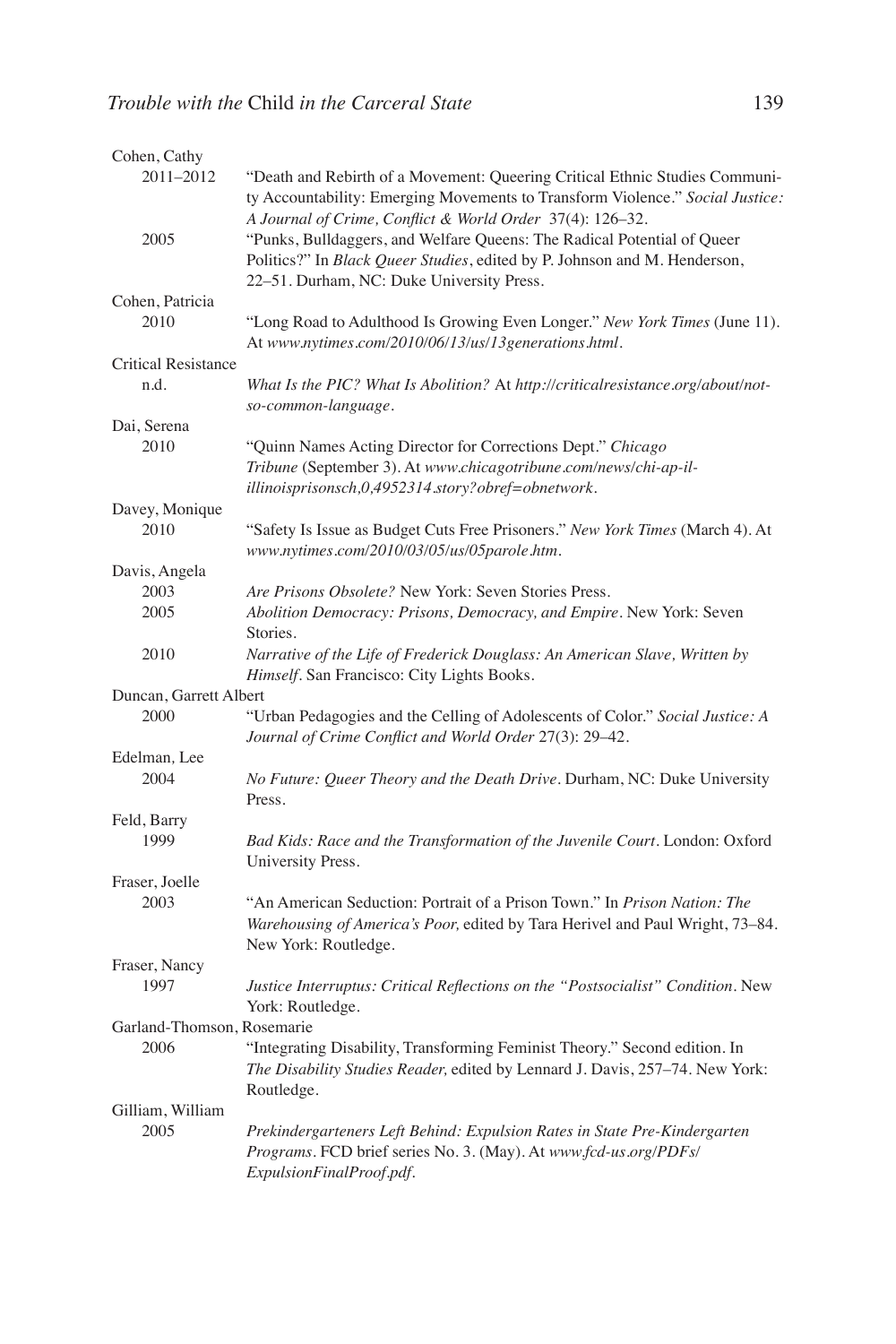Cohen, Cathy

2011–2012 "Death and Rebirth of a Movement: Queering Critical Ethnic Studies Community Accountability: Emerging Movements to Transform Violence." *Social Justice: A Journal of Crime, Conflict & World Order* 37(4): 126–32.

2005 "Punks, Bulldaggers, and Welfare Queens: The Radical Potential of Queer Politics?" In *Black Queer Studies*, edited by P. Johnson and M. Henderson, 22–51. Durham, NC: Duke University Press.

Cohen, Patricia

2010 "Long Road to Adulthood Is Growing Even Longer." *New York Times* (June 11). At *www.nytimes.com/2010/06/13/us/13generations.html*.

Critical Resistance

n.d. *What Is the PIC? What Is Abolition?* At *http://criticalresistance.org/about/not-so-common-language*.

Dai, Serena

2010 "Quinn Names Acting Director for Corrections Dept." *Chicago Tribune* (September 3). At *www.chicagotribune.com/news/chi-ap-il-illinoisprisonsch,0,4952314.story?obref=obnetwork*.

Davey, Monique

2010 "Safety Is Issue as Budget Cuts Free Prisoners." *New York Times* (March 4). At *www.nytimes.com/2010/03/05/us/05parole.htm*.

Davis, Angela

2003 *Are Prisons Obsolete?* New York: Seven Stories Press.

2005 *Abolition Democracy: Prisons, Democracy, and Empire*. New York: Seven Stories.

2010 *Narrative of the Life of Frederick Douglass: An American Slave, Written by Himself*. San Francisco: City Lights Books.

Duncan, Garrett Albert

2000 "Urban Pedagogies and the Celling of Adolescents of Color." *Social Justice: A Journal of Crime Conflict and World Order* 27(3): 29–42.

Edelman, Lee

2004 *No Future: Queer Theory and the Death Drive*. Durham, NC: Duke University Press.

Feld, Barry

1999 *Bad Kids: Race and the Transformation of the Juvenile Court*. London: Oxford University Press.

Fraser, Joelle

2003 "An American Seduction: Portrait of a Prison Town." In *Prison Nation: The Warehousing of America's Poor,* edited by Tara Herivel and Paul Wright, 73–84. New York: Routledge.

Fraser, Nancy

1997 *Justice Interruptus: Critical Reflections on the "Postsocialist" Condition*. New York: Routledge.

Garland-Thomson, Rosemarie

2006 "Integrating Disability, Transforming Feminist Theory." Second edition. In *The Disability Studies Reader,* edited by Lennard J. Davis, 257–74. New York: Routledge.

Gilliam, William

2005 *Prekindergarteners Left Behind: Expulsion Rates in State Pre-Kindergarten Programs*. FCD brief series No. 3. (May). At *www.fcd-us.org/PDFs/ExpulsionFinalProof.pdf*.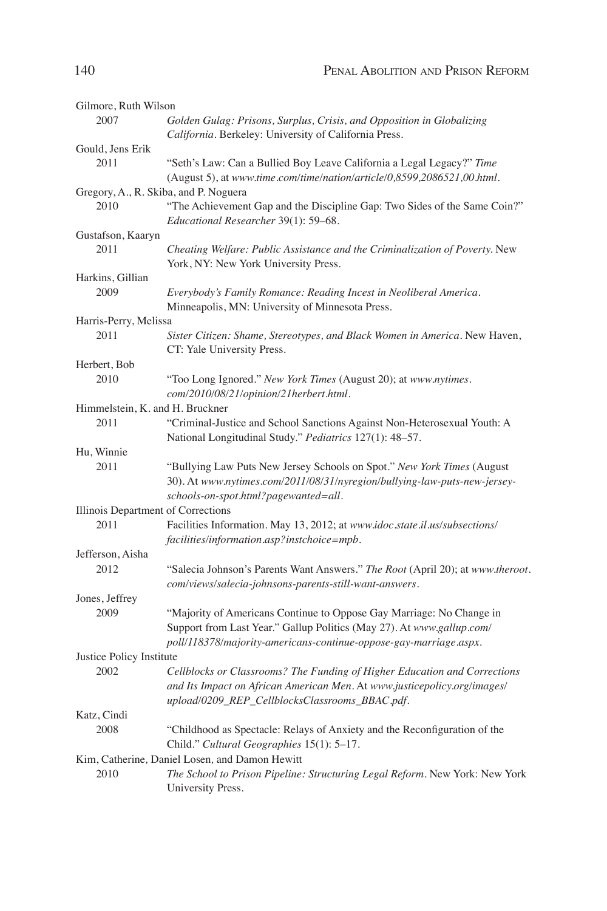Gilmore, Ruth Wilson

2007 *Golden Gulag: Prisons, Surplus, Crisis, and Opposition in Globalizing California*. Berkeley: University of California Press.

Gould, Jens Erik

2011 "Seth's Law: Can a Bullied Boy Leave California a Legal Legacy?" *Time* (August 5), at *www.time.com/time/nation/article/0,8599,2086521,00.html*.

Gregory, A., R. Skiba, and P. Noguera

2010 "The Achievement Gap and the Discipline Gap: Two Sides of the Same Coin?" *Educational Researcher* 39(1): 59–68.

Gustafson, Kaaryn

2011 *Cheating Welfare: Public Assistance and the Criminalization of Poverty*. New York, NY: New York University Press.

Harkins, Gillian

2009 *Everybody's Family Romance: Reading Incest in Neoliberal America*. Minneapolis, MN: University of Minnesota Press.

Harris-Perry, Melissa

2011 *Sister Citizen: Shame, Stereotypes, and Black Women in America*. New Haven, CT: Yale University Press.

Herbert, Bob

2010 "Too Long Ignored." *New York Times* (August 20); at *www.nytimes.com/2010/08/21/opinion/21herbert.html*.

Himmelstein, K. and H. Bruckner

2011 "Criminal-Justice and School Sanctions Against Non-Heterosexual Youth: A National Longitudinal Study." *Pediatrics* 127(1): 48–57.

Hu, Winnie

2011 "Bullying Law Puts New Jersey Schools on Spot." *New York Times* (August 30). At *www.nytimes.com/2011/08/31/nyregion/bullying-law-puts-new-jersey-schools-on-spot.html?pagewanted=all*.

Illinois Department of Corrections

2011 Facilities Information. May 13, 2012; at *www.idoc.state.il.us/subsections/facilities/information.asp?instchoice=mpb*.

Jefferson, Aisha

2012 "Salecia Johnson's Parents Want Answers." *The Root* (April 20); at *www.theroot.com/views/salecia-johnsons-parents-still-want-answers*.

Jones, Jeffrey

2009 "Majority of Americans Continue to Oppose Gay Marriage: No Change in Support from Last Year." Gallup Politics (May 27). At *www.gallup.com/poll/118378/majority-americans-continue-oppose-gay-marriage.aspx*.

Justice Policy Institute

2002 *Cellblocks or Classrooms? The Funding of Higher Education and Corrections and Its Impact on African American Men*. At *www.justicepolicy.org/images/upload/0209_REP_CellblocksClassrooms_BBAC.pdf*.

Katz, Cindi

2008 "Childhood as Spectacle: Relays of Anxiety and the Reconfiguration of the Child." *Cultural Geographies* 15(1): 5–17.

Kim, Catherine, Daniel Losen, and Damon Hewitt

2010 *The School to Prison Pipeline: Structuring Legal Reform*. New York: New York University Press.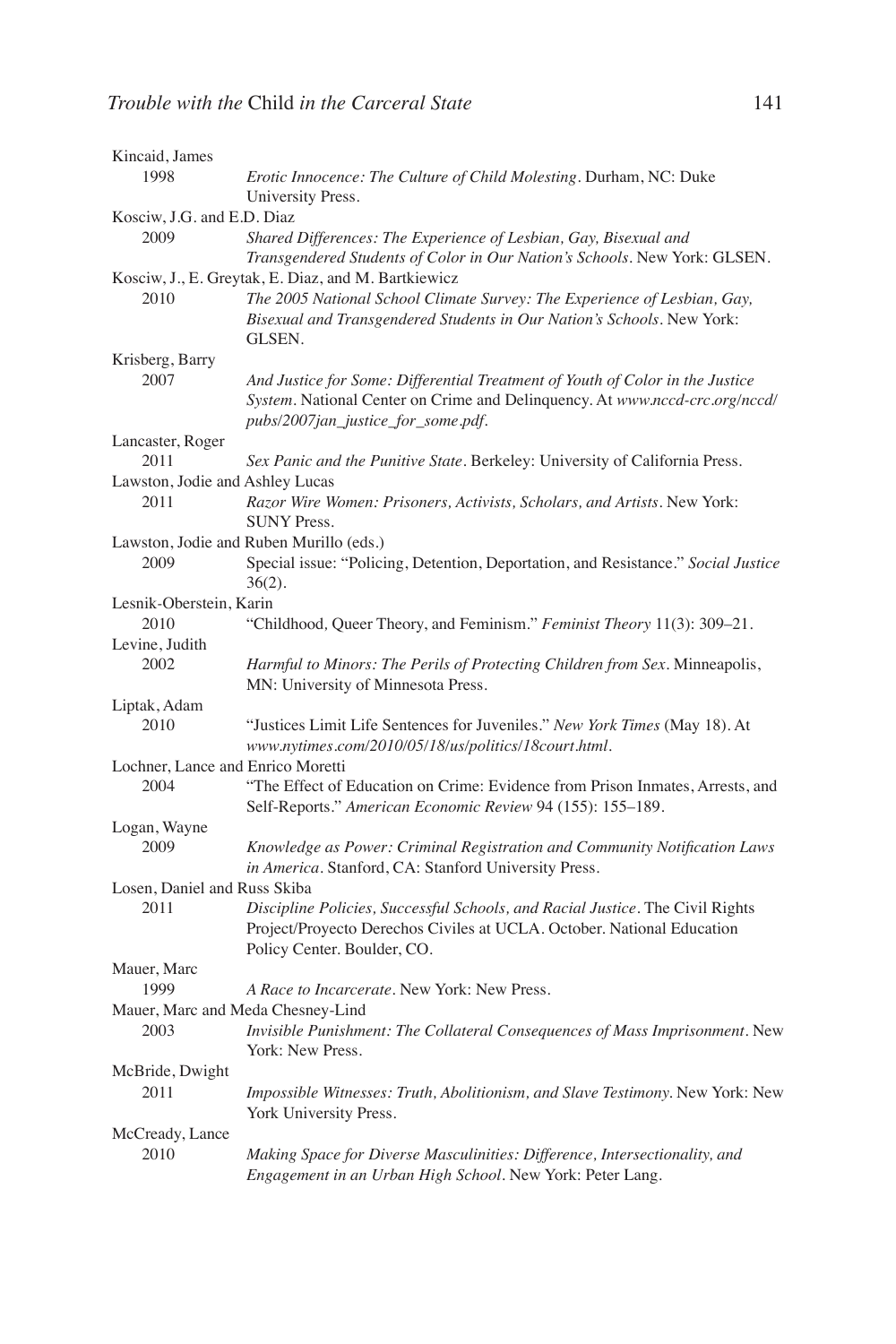Kincaid, James

1998 *Erotic Innocence: The Culture of Child Molesting*. Durham, NC: Duke University Press.

Kosciw, J.G. and E.D. Diaz

2009 *Shared Differences: The Experience of Lesbian, Gay, Bisexual and Transgendered Students of Color in Our Nation's Schools*. New York: GLSEN.

Kosciw, J., E. Greytak, E. Diaz, and M. Bartkiewicz

2010 *The 2005 National School Climate Survey: The Experience of Lesbian, Gay, Bisexual and Transgendered Students in Our Nation's Schools*. New York: GLSEN.

Krisberg, Barry

2007 *And Justice for Some: Differential Treatment of Youth of Color in the Justice System*. National Center on Crime and Delinquency. At *www.nccd-crc.org/nccd/pubs/2007jan_justice_for_some.pdf*.

Lancaster, Roger

2011 *Sex Panic and the Punitive State*. Berkeley: University of California Press.

Lawston, Jodie and Ashley Lucas

2011 *Razor Wire Women: Prisoners, Activists, Scholars, and Artists*. New York: SUNY Press.

Lawston, Jodie and Ruben Murillo (eds.)

2009 Special issue: "Policing, Detention, Deportation, and Resistance." *Social Justice* 36(2).

Lesnik-Oberstein, Karin

2010 "Childhood, Queer Theory, and Feminism." *Feminist Theory* 11(3): 309–21.

Levine, Judith

2002 *Harmful to Minors: The Perils of Protecting Children from Sex*. Minneapolis, MN: University of Minnesota Press.

Liptak, Adam

2010 "Justices Limit Life Sentences for Juveniles." *New York Times* (May 18). At *www.nytimes.com/2010/05/18/us/politics/18court.html*.

Lochner, Lance and Enrico Moretti

2004 "The Effect of Education on Crime: Evidence from Prison Inmates, Arrests, and Self-Reports." *American Economic Review* 94 (155): 155–189.

Logan, Wayne

2009 *Knowledge as Power: Criminal Registration and Community Notification Laws in America*. Stanford, CA: Stanford University Press.

Losen, Daniel and Russ Skiba

2011 *Discipline Policies, Successful Schools, and Racial Justice*. The Civil Rights Project/Proyecto Derechos Civiles at UCLA. October. National Education Policy Center. Boulder, CO.

Mauer, Marc

1999 *A Race to Incarcerate*. New York: New Press.

Mauer, Marc and Meda Chesney-Lind

2003 *Invisible Punishment: The Collateral Consequences of Mass Imprisonment*. New York: New Press.

McBride, Dwight

2011 *Impossible Witnesses: Truth, Abolitionism, and Slave Testimony*. New York: New York University Press.

McCready, Lance

2010 *Making Space for Diverse Masculinities: Difference, Intersectionality, and Engagement in an Urban High School*. New York: Peter Lang.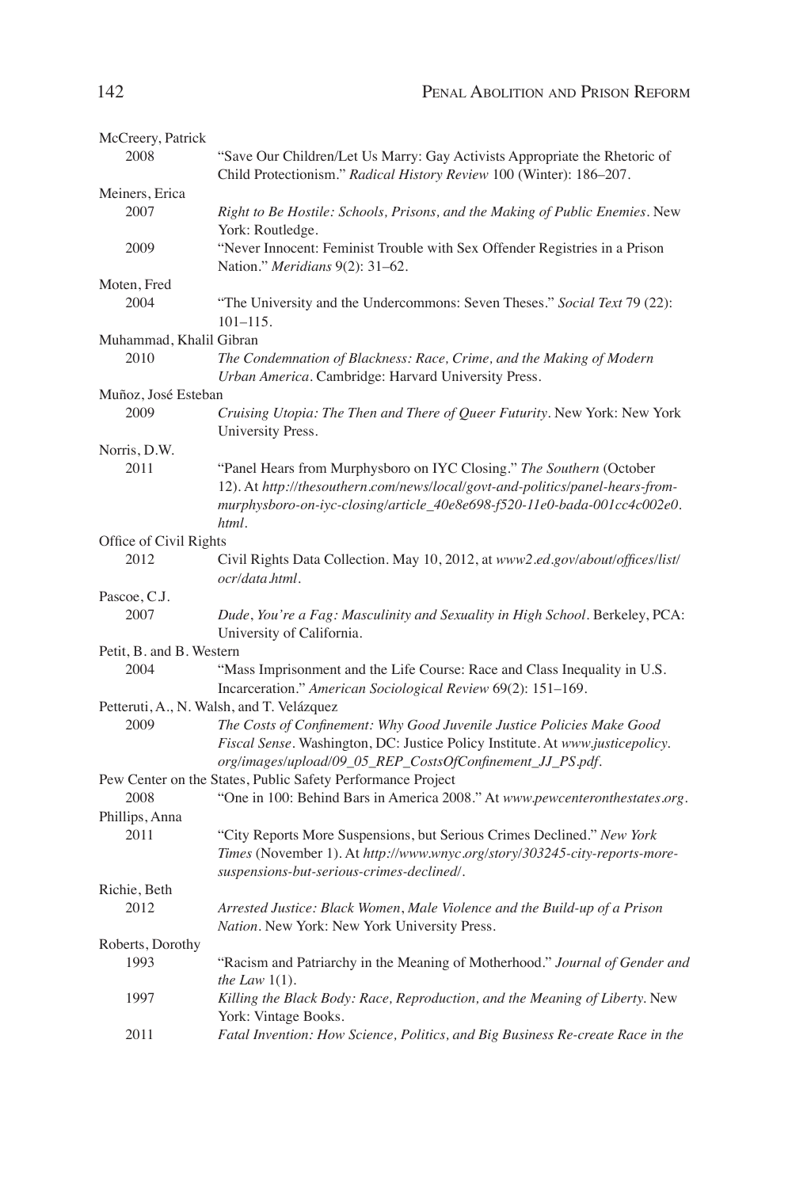McCreery, Patrick

2008 "Save Our Children/Let Us Marry: Gay Activists Appropriate the Rhetoric of Child Protectionism." *Radical History Review* 100 (Winter): 186–207.

Meiners, Erica

2007 *Right to Be Hostile: Schools, Prisons, and the Making of Public Enemies*. New York: Routledge.

2009 "Never Innocent: Feminist Trouble with Sex Offender Registries in a Prison Nation." *Meridians* 9(2): 31–62.

Moten, Fred

2004 "The University and the Undercommons: Seven Theses." *Social Text* 79 (22): 101–115.

Muhammad, Khalil Gibran

2010 *The Condemnation of Blackness: Race, Crime, and the Making of Modern Urban America*. Cambridge: Harvard University Press.

Muñoz, José Esteban

2009 *Cruising Utopia: The Then and There of Queer Futurity*. New York: New York University Press.

Norris, D.W.

2011 "Panel Hears from Murphysboro on IYC Closing." *The Southern* (October 12). At *http://thesouthern.com/news/local/govt-and-politics/panel-hears-from-murphysboro-on-iyc-closing/article_40e8e698-f520-11e0-bada-001cc4c002e0.html*.

Office of Civil Rights

2012 Civil Rights Data Collection. May 10, 2012, at *www2.ed.gov/about/offices/list/ocr/data.html*.

Pascoe, C.J.

2007 *Dude, You're a Fag: Masculinity and Sexuality in High School*. Berkeley, PCA: University of California.

Petit, B. and B. Western

2004 "Mass Imprisonment and the Life Course: Race and Class Inequality in U.S. Incarceration." *American Sociological Review* 69(2): 151–169.

Petteruti, A., N. Walsh, and T. Velázquez

2009 *The Costs of Confinement: Why Good Juvenile Justice Policies Make Good Fiscal Sense*. Washington, DC: Justice Policy Institute. At *www.justicepolicy.org/images/upload/09_05_REP_CostsOfConfinement_JJ_PS.pdf*.

Pew Center on the States, Public Safety Performance Project

2008 "One in 100: Behind Bars in America 2008." At *www.pewcenteronthestates.org*.

Phillips, Anna

2011 "City Reports More Suspensions, but Serious Crimes Declined." *New York Times* (November 1). At *http://www.wnyc.org/story/303245-city-reports-more-suspensions-but-serious-crimes-declined/*.

Richie, Beth

2012 *Arrested Justice: Black Women, Male Violence and the Build-up of a Prison Nation*. New York: New York University Press.

Roberts, Dorothy

1993 "Racism and Patriarchy in the Meaning of Motherhood." *Journal of Gender and the Law* 1(1).

1997 *Killing the Black Body: Race, Reproduction, and the Meaning of Liberty*. New York: Vintage Books.

2011 *Fatal Invention: How Science, Politics, and Big Business Re-create Race in the*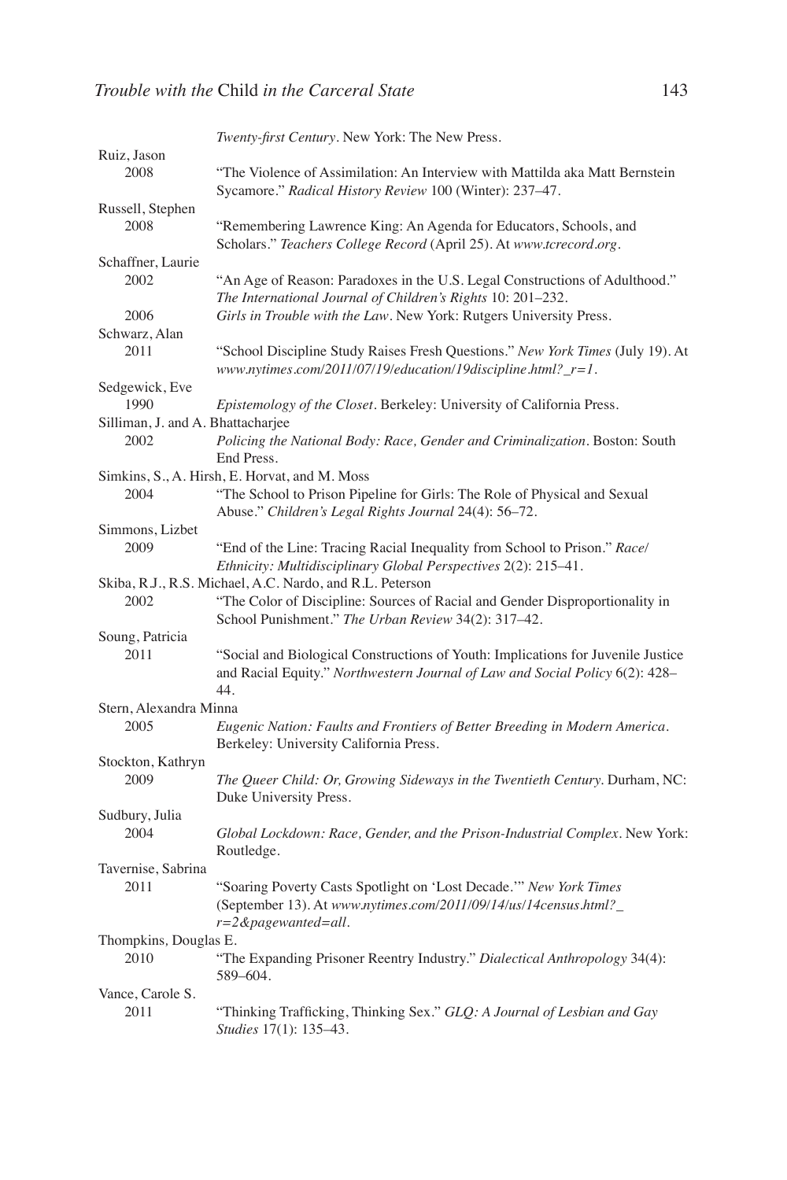*Twenty-first Century*. New York: The New Press.

Ruiz, Jason

2008 "The Violence of Assimilation: An Interview with Mattilda aka Matt Bernstein Sycamore." *Radical History Review* 100 (Winter): 237–47.

Russell, Stephen

2008 "Remembering Lawrence King: An Agenda for Educators, Schools, and Scholars." *Teachers College Record* (April 25). At *www.tcrecord.org*.

Schaffner, Laurie

2002 "An Age of Reason: Paradoxes in the U.S. Legal Constructions of Adulthood." *The International Journal of Children's Rights* 10: 201–232.

2006 *Girls in Trouble with the Law*. New York: Rutgers University Press.

Schwarz, Alan

2011 "School Discipline Study Raises Fresh Questions." *New York Times* (July 19). At *www.nytimes.com/2011/07/19/education/19discipline.html?_r=1*.

Sedgewick, Eve

1990 *Epistemology of the Closet*. Berkeley: University of California Press.

Silliman, J. and A. Bhattacharjee

2002 *Policing the National Body: Race, Gender and Criminalization*. Boston: South End Press.

Simkins, S., A. Hirsh, E. Horvat, and M. Moss

2004 "The School to Prison Pipeline for Girls: The Role of Physical and Sexual Abuse." *Children's Legal Rights Journal* 24(4): 56–72.

Simmons, Lizbet

2009 "End of the Line: Tracing Racial Inequality from School to Prison." *Race/Ethnicity: Multidisciplinary Global Perspectives* 2(2): 215–41.

Skiba, R.J., R.S. Michael, A.C. Nardo, and R.L. Peterson

2002 "The Color of Discipline: Sources of Racial and Gender Disproportionality in School Punishment." *The Urban Review* 34(2): 317–42.

Soung, Patricia

2011 "Social and Biological Constructions of Youth: Implications for Juvenile Justice and Racial Equity." *Northwestern Journal of Law and Social Policy* 6(2): 428–44.

Stern, Alexandra Minna

2005 *Eugenic Nation: Faults and Frontiers of Better Breeding in Modern America*. Berkeley: University California Press.

Stockton, Kathryn

2009 *The Queer Child: Or, Growing Sideways in the Twentieth Century*. Durham, NC: Duke University Press.

Sudbury, Julia

2004 *Global Lockdown: Race, Gender, and the Prison-Industrial Complex*. New York: Routledge.

Tavernise, Sabrina

2011 "Soaring Poverty Casts Spotlight on 'Lost Decade.'" *New York Times* (September 13). At *www.nytimes.com/2011/09/14/us/14census.html?_r=2&pagewanted=all*.

Thompkins, Douglas E.

2010 "The Expanding Prisoner Reentry Industry." *Dialectical Anthropology* 34(4): 589–604.

Vance, Carole S.

2011 "Thinking Trafficking, Thinking Sex." *GLQ: A Journal of Lesbian and Gay Studies* 17(1): 135–43.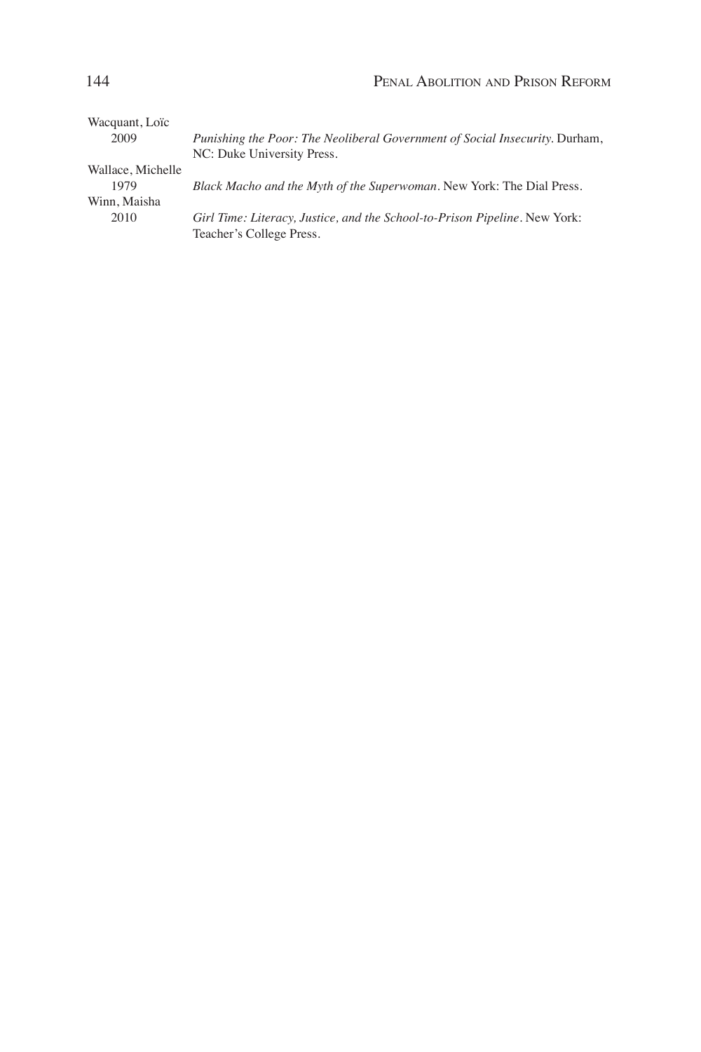Wacquant, Loïc

2009 *Punishing the Poor: The Neoliberal Government of Social Insecurity*. Durham, NC: Duke University Press.

Wallace, Michelle

1979 *Black Macho and the Myth of the Superwoman*. New York: The Dial Press.

Winn, Maisha

2010 *Girl Time: Literacy, Justice, and the School-to-Prison Pipeline*. New York: Teacher's College Press.